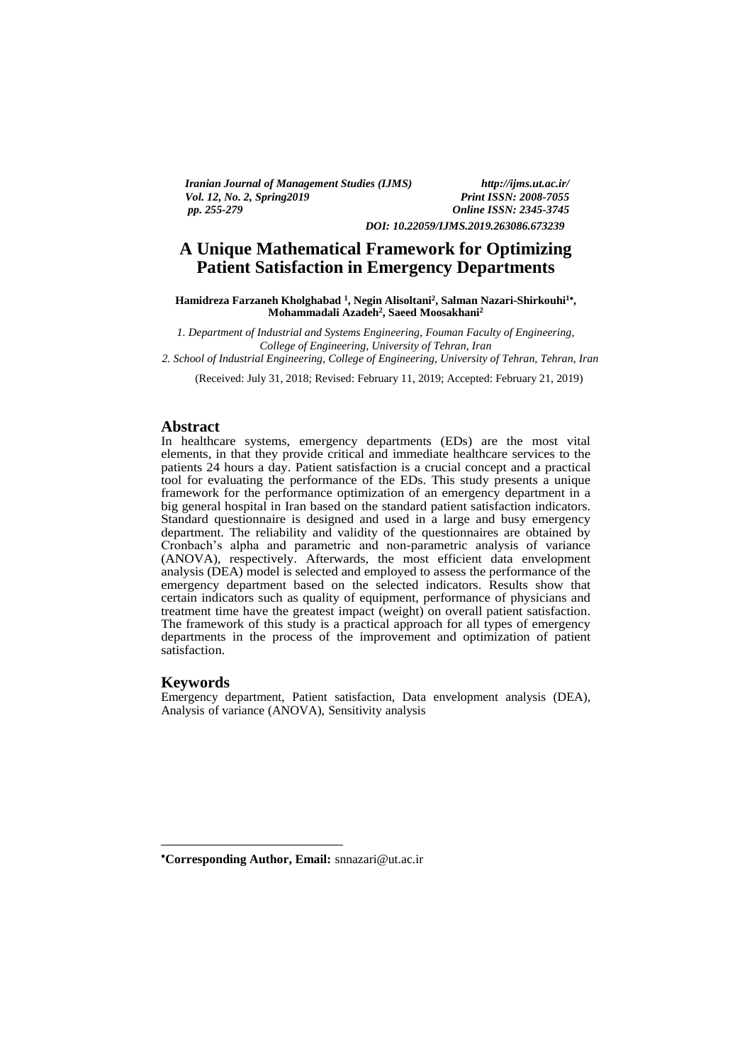# A Unique Mathematical Framework for Optimizing Patient Satisfaction in Emergency Departments

**Hamidreza Farzaneh Kholghabad [1], Negin Alisoltani[2], Salman Nazari-Shirkouhi[1*], Mohammadali Azadeh[2], Saeed Moosakhani[2]**

*1. Department of Industrial and Systems Engineering, Fouman Faculty of Engineering, College of Engineering, University of Tehran, Iran*
*2. School of Industrial Engineering, College of Engineering, University of Tehran, Tehran, Iran*

(Received: July 31, 2018; Revised: February 11, 2019; Accepted: February 21, 2019)

## Abstract

In healthcare systems, emergency departments (EDs) are the most vital elements, in that they provide critical and immediate healthcare services to the patients 24 hours a day. Patient satisfaction is a crucial concept and a practical tool for evaluating the performance of the EDs. This study presents a unique framework for the performance optimization of an emergency department in a big general hospital in Iran based on the standard patient satisfaction indicators. Standard questionnaire is designed and used in a large and busy emergency department. The reliability and validity of the questionnaires are obtained by Cronbach's alpha and parametric and non-parametric analysis of variance (ANOVA), respectively. Afterwards, the most efficient data envelopment analysis (DEA) model is selected and employed to assess the performance of the emergency department based on the selected indicators. Results show that certain indicators such as quality of equipment, performance of physicians and treatment time have the greatest impact (weight) on overall patient satisfaction. The framework of this study is a practical approach for all types of emergency departments in the process of the improvement and optimization of patient satisfaction.

## Keywords

Emergency department, Patient satisfaction, Data envelopment analysis (DEA), Analysis of variance (ANOVA), Sensitivity analysis

---

[*] **Corresponding Author, Email:** snnazari@ut.ac.ir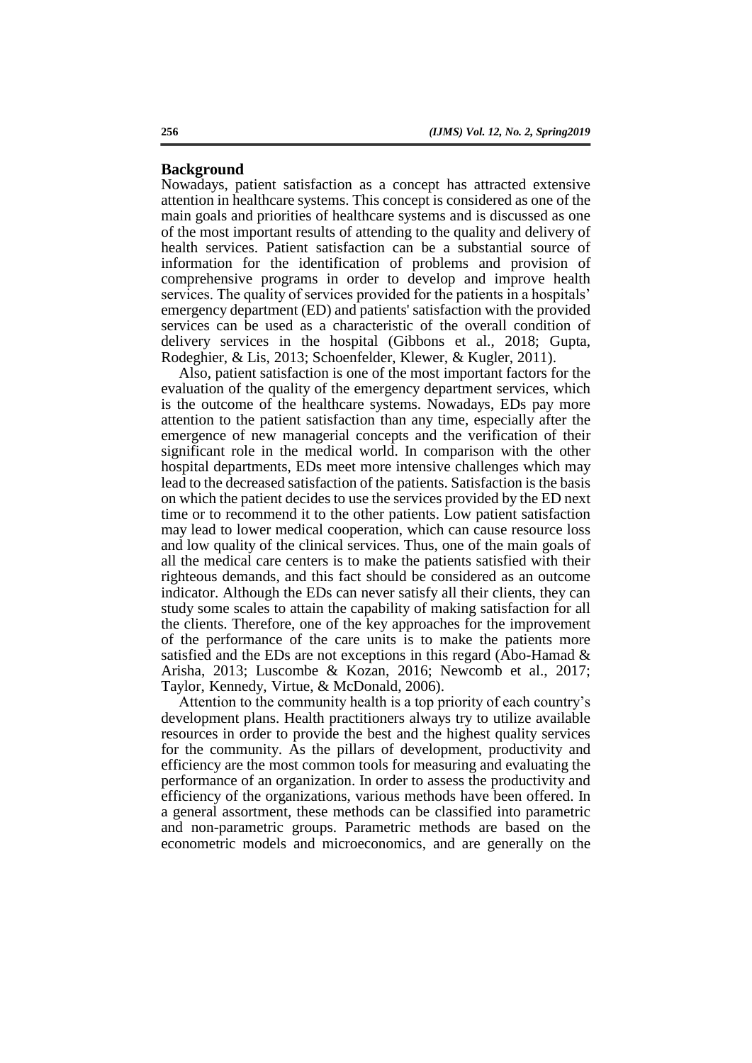## Background

Nowadays, patient satisfaction as a concept has attracted extensive attention in healthcare systems. This concept is considered as one of the main goals and priorities of healthcare systems and is discussed as one of the most important results of attending to the quality and delivery of health services. Patient satisfaction can be a substantial source of information for the identification of problems and provision of comprehensive programs in order to develop and improve health services. The quality of services provided for the patients in a hospitals' emergency department (ED) and patients' satisfaction with the provided services can be used as a characteristic of the overall condition of delivery services in the hospital (Gibbons et al., 2018; Gupta, Rodeghier, & Lis, 2013; Schoenfelder, Klewer, & Kugler, 2011).

Also, patient satisfaction is one of the most important factors for the evaluation of the quality of the emergency department services, which is the outcome of the healthcare systems. Nowadays, EDs pay more attention to the patient satisfaction than any time, especially after the emergence of new managerial concepts and the verification of their significant role in the medical world. In comparison with the other hospital departments, EDs meet more intensive challenges which may lead to the decreased satisfaction of the patients. Satisfaction is the basis on which the patient decides to use the services provided by the ED next time or to recommend it to the other patients. Low patient satisfaction may lead to lower medical cooperation, which can cause resource loss and low quality of the clinical services. Thus, one of the main goals of all the medical care centers is to make the patients satisfied with their righteous demands, and this fact should be considered as an outcome indicator. Although the EDs can never satisfy all their clients, they can study some scales to attain the capability of making satisfaction for all the clients. Therefore, one of the key approaches for the improvement of the performance of the care units is to make the patients more satisfied and the EDs are not exceptions in this regard (Abo-Hamad & Arisha, 2013; Luscombe & Kozan, 2016; Newcomb et al., 2017; Taylor, Kennedy, Virtue, & McDonald, 2006).

Attention to the community health is a top priority of each country's development plans. Health practitioners always try to utilize available resources in order to provide the best and the highest quality services for the community. As the pillars of development, productivity and efficiency are the most common tools for measuring and evaluating the performance of an organization. In order to assess the productivity and efficiency of the organizations, various methods have been offered. In a general assortment, these methods can be classified into parametric and non-parametric groups. Parametric methods are based on the econometric models and microeconomics, and are generally on the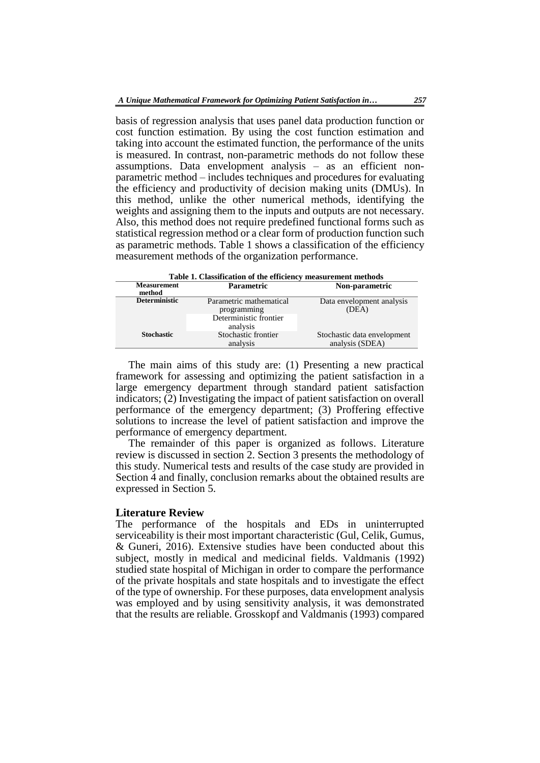basis of regression analysis that uses panel data production function or cost function estimation. By using the cost function estimation and taking into account the estimated function, the performance of the units is measured. In contrast, non-parametric methods do not follow these assumptions. Data envelopment analysis – as an efficient non-parametric method – includes techniques and procedures for evaluating the efficiency and productivity of decision making units (DMUs). In this method, unlike the other numerical methods, identifying the weights and assigning them to the inputs and outputs are not necessary. Also, this method does not require predefined functional forms such as statistical regression method or a clear form of production function such as parametric methods. Table 1 shows a classification of the efficiency measurement methods of the organization performance.

**Table 1. Classification of the efficiency measurement methods**

| Measurement method | Parametric | Non-parametric |
|---|---|---|
| **Deterministic** | Parametric mathematical programming | Data envelopment analysis (DEA) |
| | Deterministic frontier analysis | |
| **Stochastic** | Stochastic frontier analysis | Stochastic data envelopment analysis (SDEA) |

The main aims of this study are: (1) Presenting a new practical framework for assessing and optimizing the patient satisfaction in a large emergency department through standard patient satisfaction indicators; (2) Investigating the impact of patient satisfaction on overall performance of the emergency department; (3) Proffering effective solutions to increase the level of patient satisfaction and improve the performance of emergency department.

The remainder of this paper is organized as follows. Literature review is discussed in section 2. Section 3 presents the methodology of this study. Numerical tests and results of the case study are provided in Section 4 and finally, conclusion remarks about the obtained results are expressed in Section 5.

## Literature Review

The performance of the hospitals and EDs in uninterrupted serviceability is their most important characteristic (Gul, Celik, Gumus, & Guneri, 2016). Extensive studies have been conducted about this subject, mostly in medical and medicinal fields. Valdmanis (1992) studied state hospital of Michigan in order to compare the performance of the private hospitals and state hospitals and to investigate the effect of the type of ownership. For these purposes, data envelopment analysis was employed and by using sensitivity analysis, it was demonstrated that the results are reliable. Grosskopf and Valdmanis (1993) compared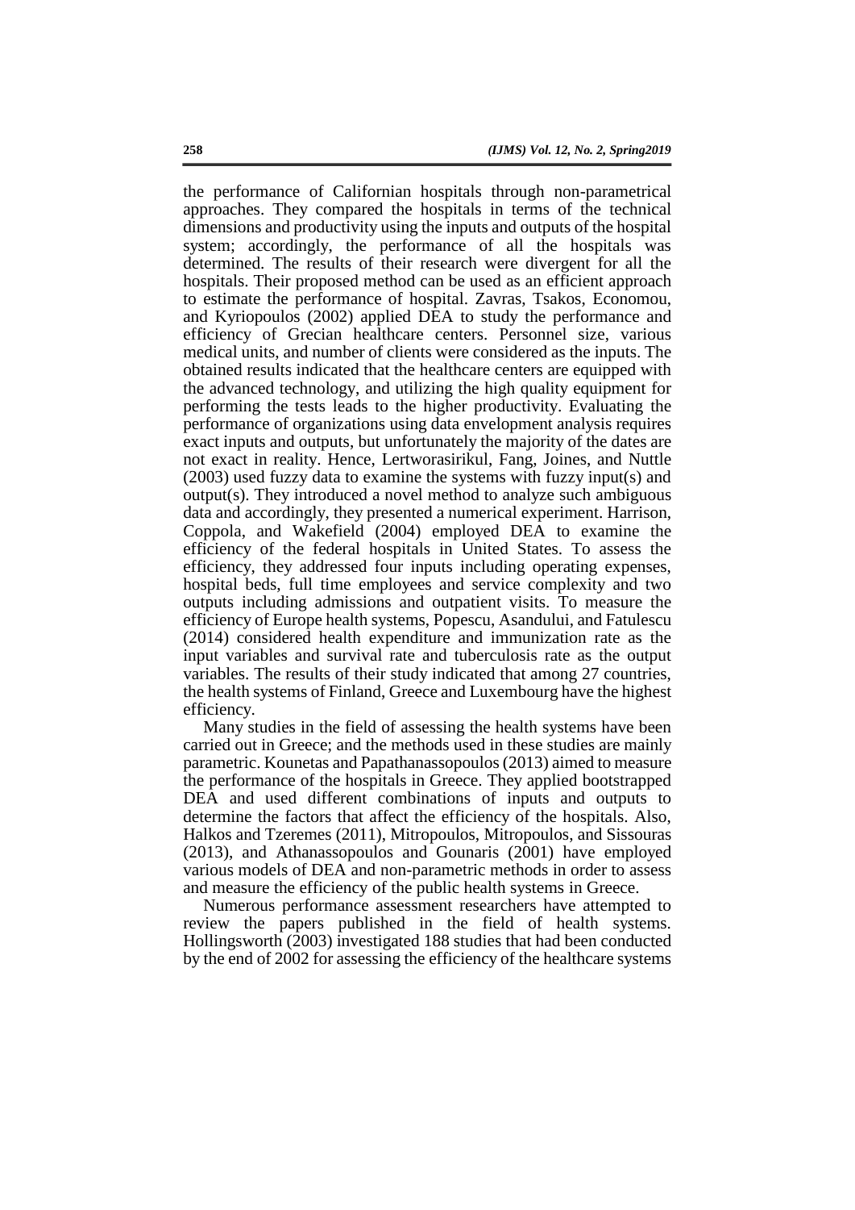the performance of Californian hospitals through non-parametrical approaches. They compared the hospitals in terms of the technical dimensions and productivity using the inputs and outputs of the hospital system; accordingly, the performance of all the hospitals was determined. The results of their research were divergent for all the hospitals. Their proposed method can be used as an efficient approach to estimate the performance of hospital. Zavras, Tsakos, Economou, and Kyriopoulos (2002) applied DEA to study the performance and efficiency of Grecian healthcare centers. Personnel size, various medical units, and number of clients were considered as the inputs. The obtained results indicated that the healthcare centers are equipped with the advanced technology, and utilizing the high quality equipment for performing the tests leads to the higher productivity. Evaluating the performance of organizations using data envelopment analysis requires exact inputs and outputs, but unfortunately the majority of the dates are not exact in reality. Hence, Lertworasirikul, Fang, Joines, and Nuttle (2003) used fuzzy data to examine the systems with fuzzy input(s) and output(s). They introduced a novel method to analyze such ambiguous data and accordingly, they presented a numerical experiment. Harrison, Coppola, and Wakefield (2004) employed DEA to examine the efficiency of the federal hospitals in United States. To assess the efficiency, they addressed four inputs including operating expenses, hospital beds, full time employees and service complexity and two outputs including admissions and outpatient visits. To measure the efficiency of Europe health systems, Popescu, Asandului, and Fatulescu (2014) considered health expenditure and immunization rate as the input variables and survival rate and tuberculosis rate as the output variables. The results of their study indicated that among 27 countries, the health systems of Finland, Greece and Luxembourg have the highest efficiency.

Many studies in the field of assessing the health systems have been carried out in Greece; and the methods used in these studies are mainly parametric. Kounetas and Papathanassopoulos (2013) aimed to measure the performance of the hospitals in Greece. They applied bootstrapped DEA and used different combinations of inputs and outputs to determine the factors that affect the efficiency of the hospitals. Also, Halkos and Tzeremes (2011), Mitropoulos, Mitropoulos, and Sissouras (2013), and Athanassopoulos and Gounaris (2001) have employed various models of DEA and non-parametric methods in order to assess and measure the efficiency of the public health systems in Greece.

Numerous performance assessment researchers have attempted to review the papers published in the field of health systems. Hollingsworth (2003) investigated 188 studies that had been conducted by the end of 2002 for assessing the efficiency of the healthcare systems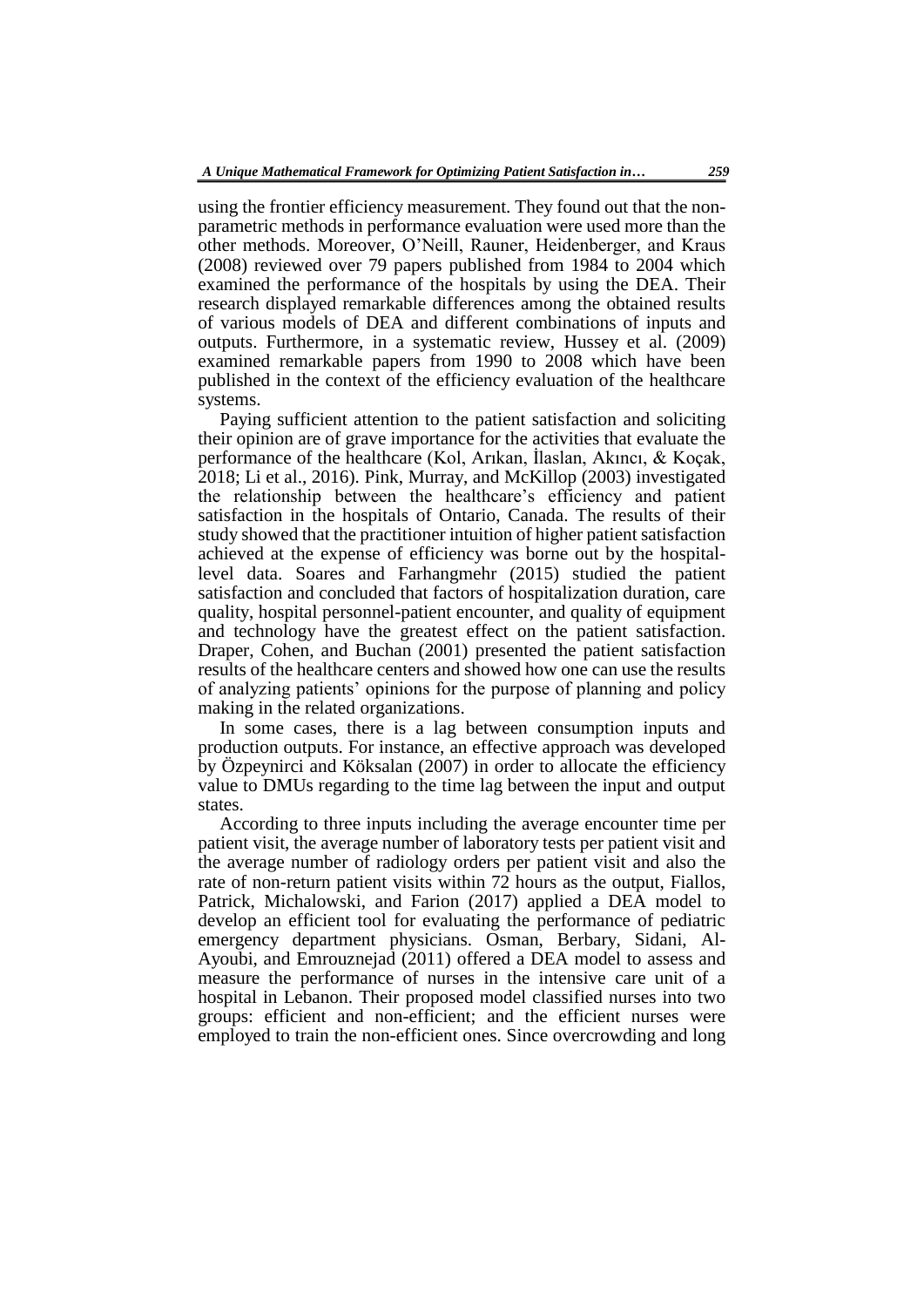using the frontier efficiency measurement. They found out that the non-parametric methods in performance evaluation were used more than the other methods. Moreover, O'Neill, Rauner, Heidenberger, and Kraus (2008) reviewed over 79 papers published from 1984 to 2004 which examined the performance of the hospitals by using the DEA. Their research displayed remarkable differences among the obtained results of various models of DEA and different combinations of inputs and outputs. Furthermore, in a systematic review, Hussey et al. (2009) examined remarkable papers from 1990 to 2008 which have been published in the context of the efficiency evaluation of the healthcare systems.

Paying sufficient attention to the patient satisfaction and soliciting their opinion are of grave importance for the activities that evaluate the performance of the healthcare (Kol, Arıkan, İlaslan, Akıncı, & Koçak, 2018; Li et al., 2016). Pink, Murray, and McKillop (2003) investigated the relationship between the healthcare's efficiency and patient satisfaction in the hospitals of Ontario, Canada. The results of their study showed that the practitioner intuition of higher patient satisfaction achieved at the expense of efficiency was borne out by the hospital-level data. Soares and Farhangmehr (2015) studied the patient satisfaction and concluded that factors of hospitalization duration, care quality, hospital personnel-patient encounter, and quality of equipment and technology have the greatest effect on the patient satisfaction. Draper, Cohen, and Buchan (2001) presented the patient satisfaction results of the healthcare centers and showed how one can use the results of analyzing patients' opinions for the purpose of planning and policy making in the related organizations.

In some cases, there is a lag between consumption inputs and production outputs. For instance, an effective approach was developed by Özpeynirci and Köksalan (2007) in order to allocate the efficiency value to DMUs regarding to the time lag between the input and output states.

According to three inputs including the average encounter time per patient visit, the average number of laboratory tests per patient visit and the average number of radiology orders per patient visit and also the rate of non-return patient visits within 72 hours as the output, Fiallos, Patrick, Michalowski, and Farion (2017) applied a DEA model to develop an efficient tool for evaluating the performance of pediatric emergency department physicians. Osman, Berbary, Sidani, Al-Ayoubi, and Emrouznejad (2011) offered a DEA model to assess and measure the performance of nurses in the intensive care unit of a hospital in Lebanon. Their proposed model classified nurses into two groups: efficient and non-efficient; and the efficient nurses were employed to train the non-efficient ones. Since overcrowding and long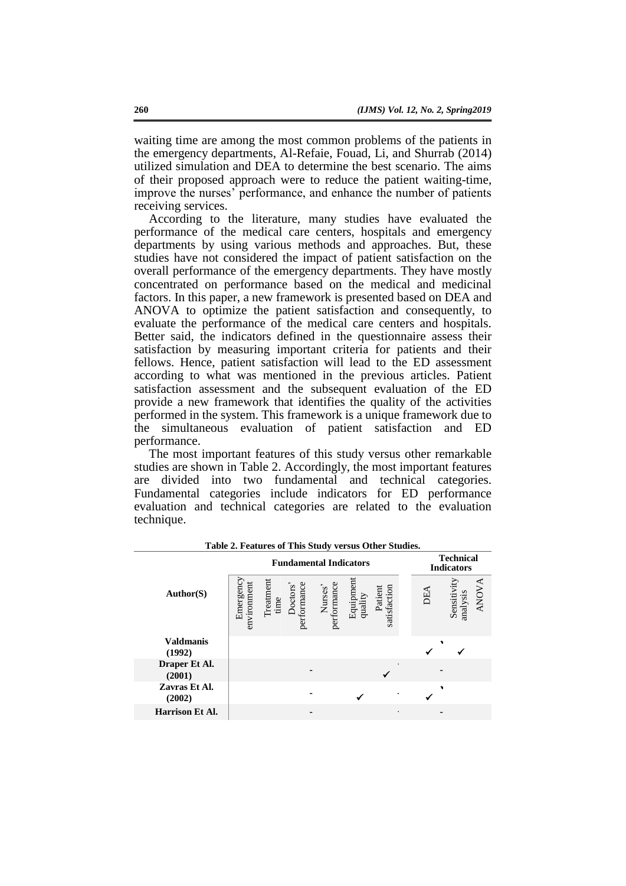waiting time are among the most common problems of the patients in the emergency departments, Al-Refaie, Fouad, Li, and Shurrab (2014) utilized simulation and DEA to determine the best scenario. The aims of their proposed approach were to reduce the patient waiting-time, improve the nurses' performance, and enhance the number of patients receiving services.

According to the literature, many studies have evaluated the performance of the medical care centers, hospitals and emergency departments by using various methods and approaches. But, these studies have not considered the impact of patient satisfaction on the overall performance of the emergency departments. They have mostly concentrated on performance based on the medical and medicinal factors. In this paper, a new framework is presented based on DEA and ANOVA to optimize the patient satisfaction and consequently, to evaluate the performance of the medical care centers and hospitals. Better said, the indicators defined in the questionnaire assess their satisfaction by measuring important criteria for patients and their fellows. Hence, patient satisfaction will lead to the ED assessment according to what was mentioned in the previous articles. Patient satisfaction assessment and the subsequent evaluation of the ED provide a new framework that identifies the quality of the activities performed in the system. This framework is a unique framework due to the simultaneous evaluation of patient satisfaction and ED performance.

The most important features of this study versus other remarkable studies are shown in Table 2. Accordingly, the most important features are divided into two fundamental and technical categories. Fundamental categories include indicators for ED performance evaluation and technical categories are related to the evaluation technique.

**Table 2. Features of This Study versus Other Studies.**

| Author(S) | Fundamental Indicators | | | | | | Technical Indicators | | |
|---|---|---|---|---|---|---|---|---|---|
| | Emergency environment | Treatment time | Doctors' performance | Nurses' performance | Equipment quality | Patient satisfaction | DEA | Sensitivity analysis | ANOVA |
| **Valdmanis (1992)** | | | | | | | ✓ | ✓ | |
| **Draper Et Al. (2001)** | | | - | | | ✓ | - | | |
| **Zavras Et Al. (2002)** | | | - | | ✓ | | ✓ | | |
| **Harrison Et Al.** | | | - | | | | - | | |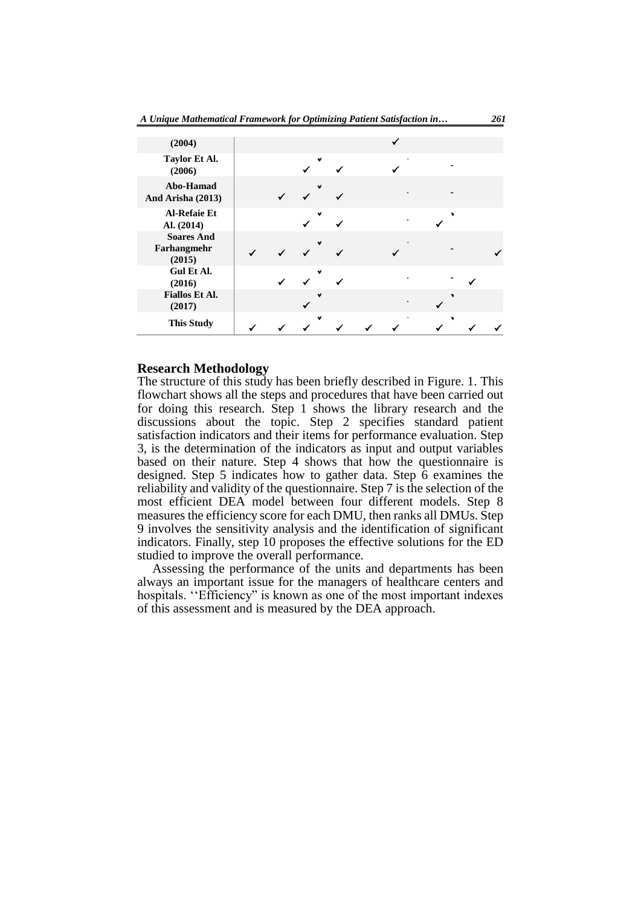| | | | | | | | | | |
|---|---|---|---|---|---|---|---|---|---|
| **(2004)** | | | | | | ✓ | | | |
| **Taylor Et Al. (2006)** | | | ✓ | ✓ | | ✓ | | | |
| **Abo-Hamad And Arisha (2013)** | | ✓ | ✓ | ✓ | | | | | |
| **Al-Refaie Et Al. (2014)** | | | ✓ | ✓ | | | ✓ | | |
| **Soares And Farhangmehr (2015)** | ✓ | ✓ | ✓ | ✓ | | ✓ | | | ✓ |
| **Gul Et Al. (2016)** | | ✓ | ✓ | ✓ | | | | ✓ | |
| **Fiallos Et Al. (2017)** | | | ✓ | | | | ✓ | | |
| **This Study** | ✓ | ✓ | ✓ | ✓ | ✓ | ✓ | ✓ | ✓ | ✓ |

## Research Methodology

The structure of this study has been briefly described in Figure. 1. This flowchart shows all the steps and procedures that have been carried out for doing this research. Step 1 shows the library research and the discussions about the topic. Step 2 specifies standard patient satisfaction indicators and their items for performance evaluation. Step 3, is the determination of the indicators as input and output variables based on their nature. Step 4 shows that how the questionnaire is designed. Step 5 indicates how to gather data. Step 6 examines the reliability and validity of the questionnaire. Step 7 is the selection of the most efficient DEA model between four different models. Step 8 measures the efficiency score for each DMU, then ranks all DMUs. Step 9 involves the sensitivity analysis and the identification of significant indicators. Finally, step 10 proposes the effective solutions for the ED studied to improve the overall performance.

Assessing the performance of the units and departments has been always an important issue for the managers of healthcare centers and hospitals. ‘‘Efficiency” is known as one of the most important indexes of this assessment and is measured by the DEA approach.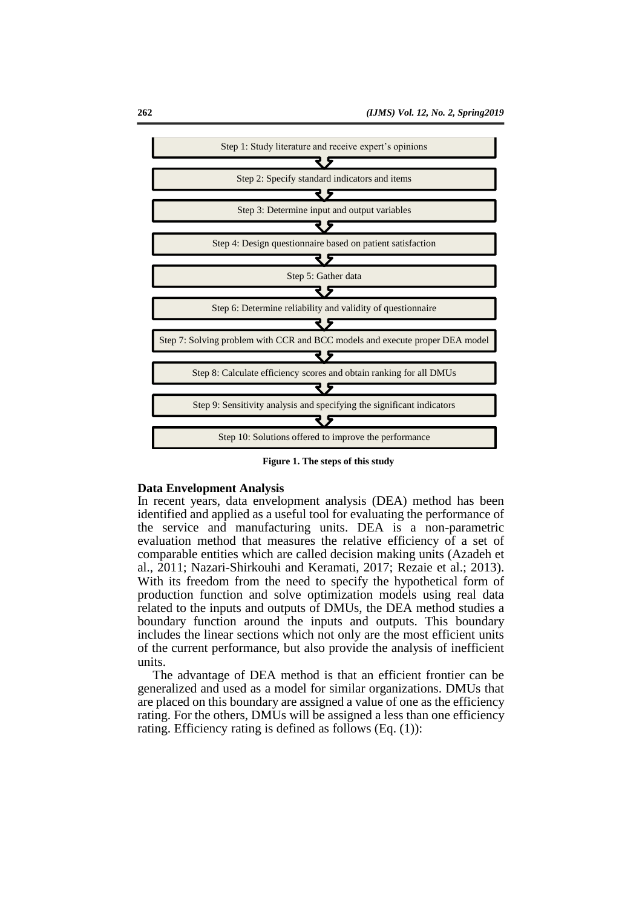Step 1: Study literature and receive expert's opinions

Step 2: Specify standard indicators and items

Step 3: Determine input and output variables

Step 4: Design questionnaire based on patient satisfaction

Step 5: Gather data

Step 6: Determine reliability and validity of questionnaire

Step 7: Solving problem with CCR and BCC models and execute proper DEA model

Step 8: Calculate efficiency scores and obtain ranking for all DMUs

Step 9: Sensitivity analysis and specifying the significant indicators

Step 10: Solutions offered to improve the performance

**Figure 1. The steps of this study**

### Data Envelopment Analysis

In recent years, data envelopment analysis (DEA) method has been identified and applied as a useful tool for evaluating the performance of the service and manufacturing units. DEA is a non-parametric evaluation method that measures the relative efficiency of a set of comparable entities which are called decision making units (Azadeh et al., 2011; Nazari-Shirkouhi and Keramati, 2017; Rezaie et al.; 2013). With its freedom from the need to specify the hypothetical form of production function and solve optimization models using real data related to the inputs and outputs of DMUs, the DEA method studies a boundary function around the inputs and outputs. This boundary includes the linear sections which not only are the most efficient units of the current performance, but also provide the analysis of inefficient units.

The advantage of DEA method is that an efficient frontier can be generalized and used as a model for similar organizations. DMUs that are placed on this boundary are assigned a value of one as the efficiency rating. For the others, DMUs will be assigned a less than one efficiency rating. Efficiency rating is defined as follows (Eq. (1)):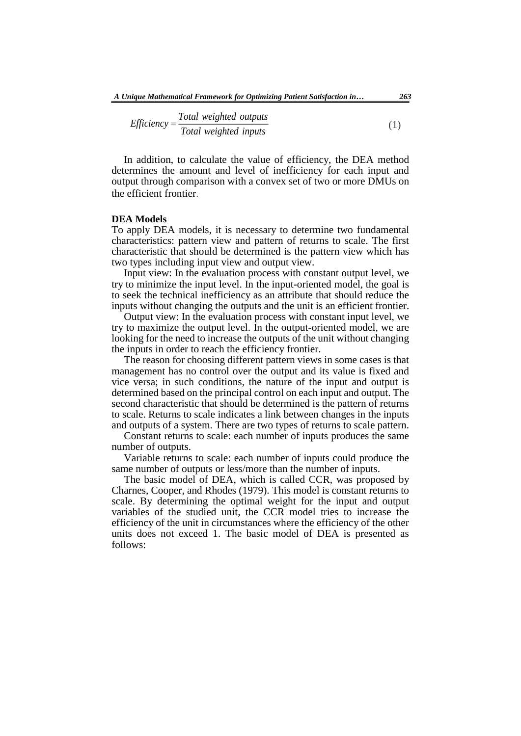$$Efficiency = \frac{Total\ weighted\ outputs}{Total\ weighted\ inputs} \quad (1)$$

In addition, to calculate the value of efficiency, the DEA method determines the amount and level of inefficiency for each input and output through comparison with a convex set of two or more DMUs on the efficient frontier.

**DEA Models**

To apply DEA models, it is necessary to determine two fundamental characteristics: pattern view and pattern of returns to scale. The first characteristic that should be determined is the pattern view which has two types including input view and output view.

Input view: In the evaluation process with constant output level, we try to minimize the input level. In the input-oriented model, the goal is to seek the technical inefficiency as an attribute that should reduce the inputs without changing the outputs and the unit is an efficient frontier.

Output view: In the evaluation process with constant input level, we try to maximize the output level. In the output-oriented model, we are looking for the need to increase the outputs of the unit without changing the inputs in order to reach the efficiency frontier.

The reason for choosing different pattern views in some cases is that management has no control over the output and its value is fixed and vice versa; in such conditions, the nature of the input and output is determined based on the principal control on each input and output. The second characteristic that should be determined is the pattern of returns to scale. Returns to scale indicates a link between changes in the inputs and outputs of a system. There are two types of returns to scale pattern.

Constant returns to scale: each number of inputs produces the same number of outputs.

Variable returns to scale: each number of inputs could produce the same number of outputs or less/more than the number of inputs.

The basic model of DEA, which is called CCR, was proposed by Charnes, Cooper, and Rhodes (1979). This model is constant returns to scale. By determining the optimal weight for the input and output variables of the studied unit, the CCR model tries to increase the efficiency of the unit in circumstances where the efficiency of the other units does not exceed 1. The basic model of DEA is presented as follows: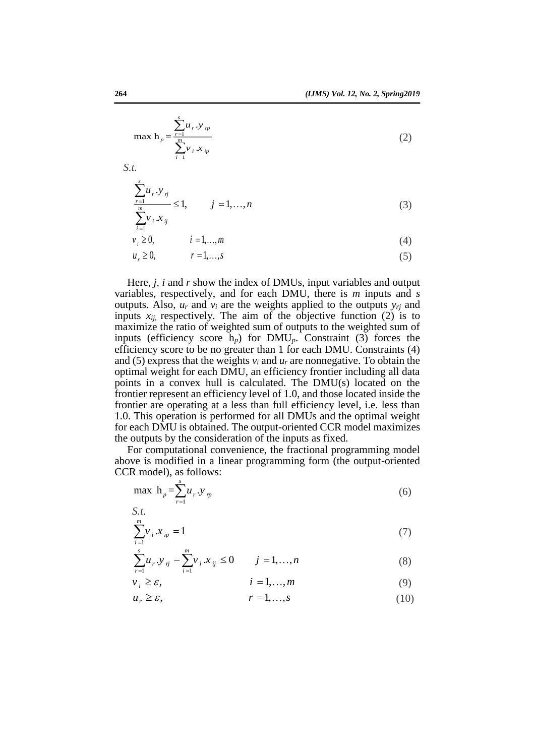$$\max \ \mathrm{h}_p = \frac{\sum_{r=1}^{s} u_r . y_{rp}}{\sum_{i=1}^{m} v_i . x_{ip}} \tag{2}$$

*S.t.*

$$\frac{\sum_{r=1}^{s} u_r . y_{rj}}{\sum_{i=1}^{m} v_i . x_{ij}} \leq 1, \qquad j = 1, \ldots, n \tag{3}$$

$$v_i \geq 0, \qquad i = 1, \ldots, m \tag{4}$$

$$u_r \geq 0, \qquad r = 1, \ldots, s \tag{5}$$

Here, $j$, $i$ and $r$ show the index of DMUs, input variables and output variables, respectively, and for each DMU, there is $m$ inputs and $s$ outputs. Also, $u_r$ and $v_i$ are the weights applied to the outputs $y_{rj}$ and inputs $x_{ij}$, respectively. The aim of the objective function (2) is to maximize the ratio of weighted sum of outputs to the weighted sum of inputs (efficiency score $\mathrm{h}_p$) for $\mathrm{DMU}_p$. Constraint (3) forces the efficiency score to be no greater than 1 for each DMU. Constraints (4) and (5) express that the weights $v_i$ and $u_r$ are nonnegative. To obtain the optimal weight for each DMU, an efficiency frontier including all data points in a convex hull is calculated. The DMU(s) located on the frontier represent an efficiency level of 1.0, and those located inside the frontier are operating at a less than full efficiency level, i.e. less than 1.0. This operation is performed for all DMUs and the optimal weight for each DMU is obtained. The output-oriented CCR model maximizes the outputs by the consideration of the inputs as fixed.

For computational convenience, the fractional programming model above is modified in a linear programming form (the output-oriented CCR model), as follows:

$$\max \ \mathrm{h}_p = \sum_{r=1}^{s} u_r . y_{rp} \tag{6}$$

*S.t.*

$$\sum_{i=1}^{m} v_i . x_{ip} = 1 \tag{7}$$

$$\sum_{r=1}^{s} u_r . y_{rj} - \sum_{i=1}^{m} v_i . x_{ij} \leq 0 \qquad j = 1, \ldots, n \tag{8}$$

$$v_i \geq \varepsilon, \qquad i = 1, \ldots, m \tag{9}$$

$$u_r \geq \varepsilon, \qquad r = 1, \ldots, s \tag{10}$$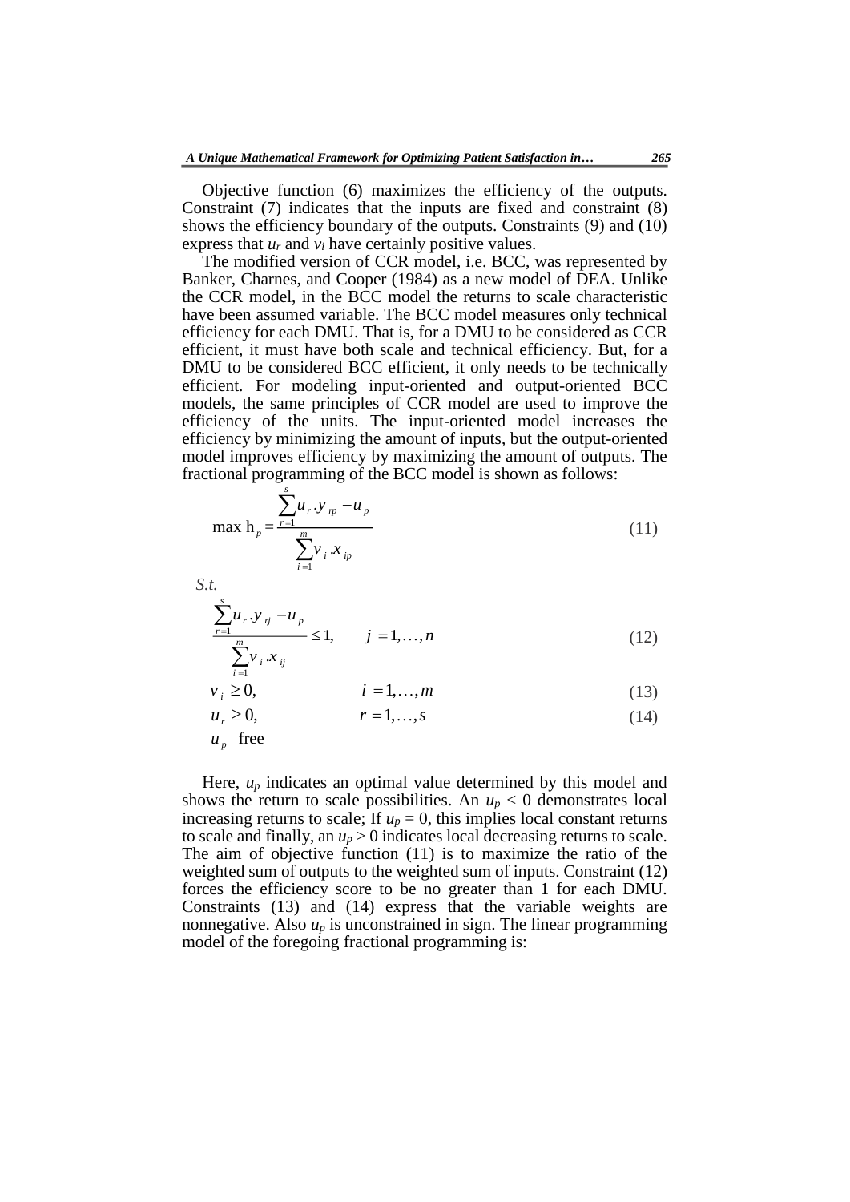Objective function (6) maximizes the efficiency of the outputs. Constraint (7) indicates that the inputs are fixed and constraint (8) shows the efficiency boundary of the outputs. Constraints (9) and (10) express that $u_r$ and $v_i$ have certainly positive values.

The modified version of CCR model, i.e. BCC, was represented by Banker, Charnes, and Cooper (1984) as a new model of DEA. Unlike the CCR model, in the BCC model the returns to scale characteristic have been assumed variable. The BCC model measures only technical efficiency for each DMU. That is, for a DMU to be considered as CCR efficient, it must have both scale and technical efficiency. But, for a DMU to be considered BCC efficient, it only needs to be technically efficient. For modeling input-oriented and output-oriented BCC models, the same principles of CCR model are used to improve the efficiency of the units. The input-oriented model increases the efficiency by minimizing the amount of inputs, but the output-oriented model improves efficiency by maximizing the amount of outputs. The fractional programming of the BCC model is shown as follows:

$$\max \mathrm{h}_p = \frac{\sum_{r=1}^{s} u_r . y_{rp} - u_p}{\sum_{i=1}^{m} v_i . x_{ip}} \tag{11}$$

*S.t.*

$$\frac{\sum_{r=1}^{s} u_r . y_{rj} - u_p}{\sum_{i=1}^{m} v_i . x_{ij}} \leq 1, \qquad j = 1, \ldots, n \tag{12}$$

$$v_i \geq 0, \qquad i = 1, \ldots, m \tag{13}$$

$$u_r \geq 0, \qquad r = 1, \ldots, s \tag{14}$$

$$u_p \ \text{ free}$$

Here, $u_p$ indicates an optimal value determined by this model and shows the return to scale possibilities. An $u_p < 0$ demonstrates local increasing returns to scale; If $u_p = 0$, this implies local constant returns to scale and finally, an $u_p > 0$ indicates local decreasing returns to scale. The aim of objective function (11) is to maximize the ratio of the weighted sum of outputs to the weighted sum of inputs. Constraint (12) forces the efficiency score to be no greater than 1 for each DMU. Constraints (13) and (14) express that the variable weights are nonnegative. Also $u_p$ is unconstrained in sign. The linear programming model of the foregoing fractional programming is: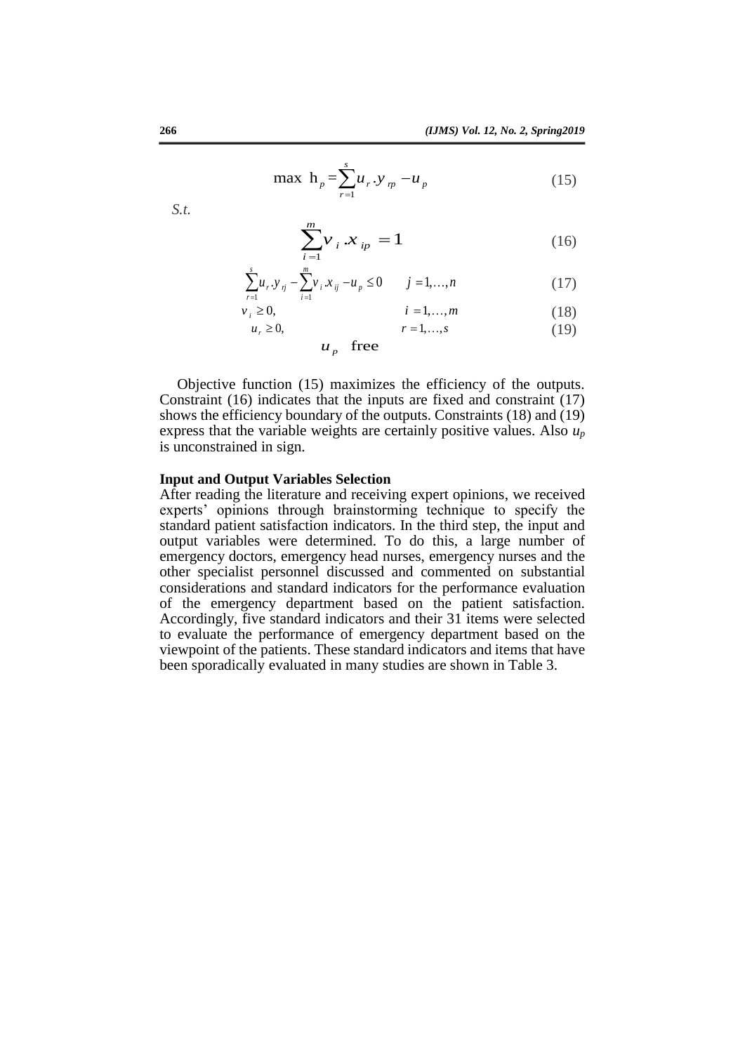$$\max \ h_p = \sum_{r=1}^{s} u_r . y_{rp} - u_p \tag{15}$$

*S.t.*

$$\sum_{i=1}^{m} v_i . x_{ip} = 1 \tag{16}$$

$$\sum_{r=1}^{s} u_r . y_{rj} - \sum_{i=1}^{m} v_i . x_{ij} - u_p \leq 0 \qquad j = 1, \ldots, n \tag{17}$$

$$v_i \geq 0, \qquad i = 1, \ldots, m \tag{18}$$

$$u_r \geq 0, \qquad r = 1, \ldots, s \tag{19}$$

$$u_p \quad \text{free}$$

Objective function (15) maximizes the efficiency of the outputs. Constraint (16) indicates that the inputs are fixed and constraint (17) shows the efficiency boundary of the outputs. Constraints (18) and (19) express that the variable weights are certainly positive values. Also $u_p$ is unconstrained in sign.

**Input and Output Variables Selection**

After reading the literature and receiving expert opinions, we received experts' opinions through brainstorming technique to specify the standard patient satisfaction indicators. In the third step, the input and output variables were determined. To do this, a large number of emergency doctors, emergency head nurses, emergency nurses and the other specialist personnel discussed and commented on substantial considerations and standard indicators for the performance evaluation of the emergency department based on the patient satisfaction. Accordingly, five standard indicators and their 31 items were selected to evaluate the performance of emergency department based on the viewpoint of the patients. These standard indicators and items that have been sporadically evaluated in many studies are shown in Table 3.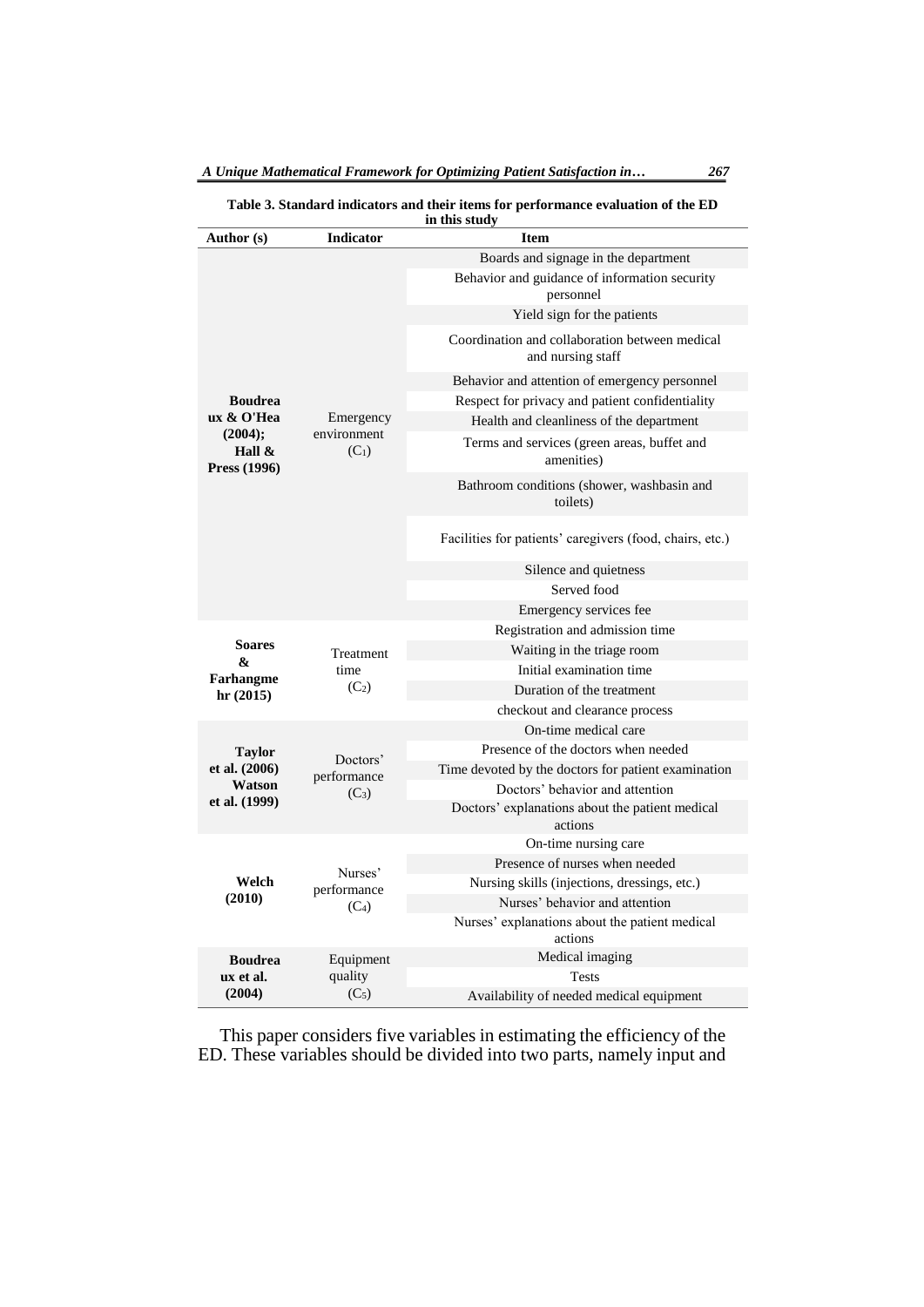**Table 3. Standard indicators and their items for performance evaluation of the ED in this study**

| Author (s) | Indicator | Item |
|---|---|---|
| Boudreaux & O'Hea (2004); Hall & Press (1996) | Emergency environment ($C_1$) | Boards and signage in the department |
| | | Behavior and guidance of information security personnel |
| | | Yield sign for the patients |
| | | Coordination and collaboration between medical and nursing staff |
| | | Behavior and attention of emergency personnel |
| | | Respect for privacy and patient confidentiality |
| | | Health and cleanliness of the department |
| | | Terms and services (green areas, buffet and amenities) |
| | | Bathroom conditions (shower, washbasin and toilets) |
| | | Facilities for patients' caregivers (food, chairs, etc.) |
| | | Silence and quietness |
| | | Served food |
| | | Emergency services fee |
| Soares & Farhangmehr (2015) | Treatment time ($C_2$) | Registration and admission time |
| | | Waiting in the triage room |
| | | Initial examination time |
| | | Duration of the treatment |
| | | checkout and clearance process |
| Taylor et al. (2006) Watson et al. (1999) | Doctors' performance ($C_3$) | On-time medical care |
| | | Presence of the doctors when needed |
| | | Time devoted by the doctors for patient examination |
| | | Doctors' behavior and attention |
| | | Doctors' explanations about the patient medical actions |
| Welch (2010) | Nurses' performance ($C_4$) | On-time nursing care |
| | | Presence of nurses when needed |
| | | Nursing skills (injections, dressings, etc.) |
| | | Nurses' behavior and attention |
| | | Nurses' explanations about the patient medical actions |
| Boudreaux et al. (2004) | Equipment quality ($C_5$) | Medical imaging |
| | | Tests |
| | | Availability of needed medical equipment |

This paper considers five variables in estimating the efficiency of the ED. These variables should be divided into two parts, namely input and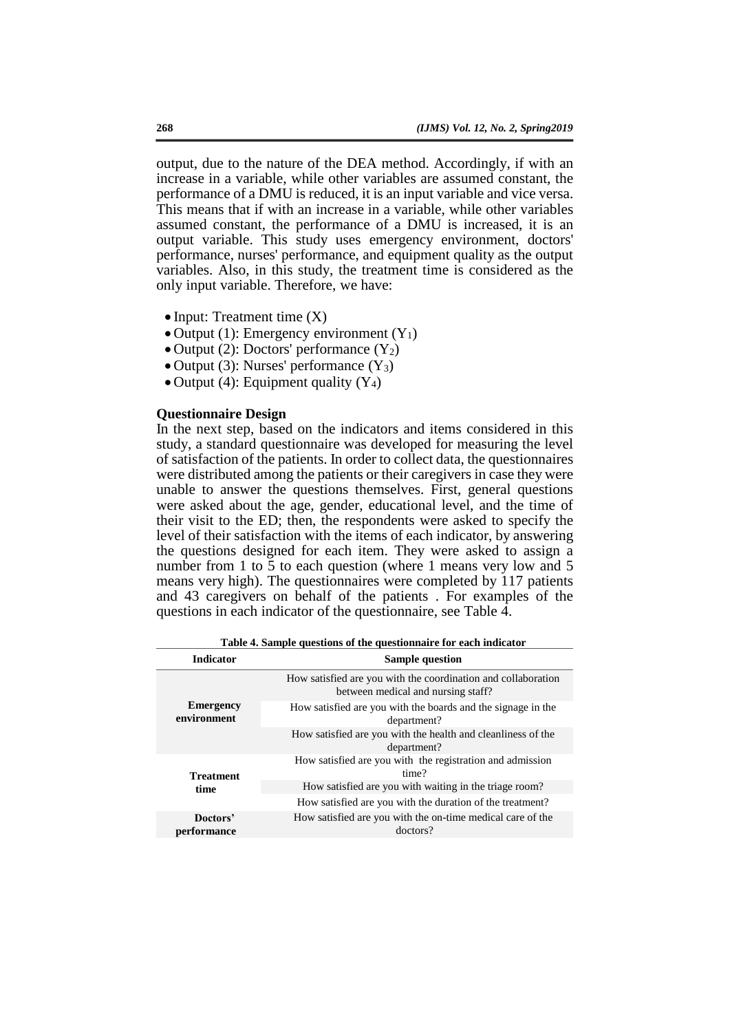output, due to the nature of the DEA method. Accordingly, if with an increase in a variable, while other variables are assumed constant, the performance of a DMU is reduced, it is an input variable and vice versa. This means that if with an increase in a variable, while other variables assumed constant, the performance of a DMU is increased, it is an output variable. This study uses emergency environment, doctors' performance, nurses' performance, and equipment quality as the output variables. Also, in this study, the treatment time is considered as the only input variable. Therefore, we have:

- Input: Treatment time ($X$)
- Output (1): Emergency environment ($Y_1$)
- Output (2): Doctors' performance ($Y_2$)
- Output (3): Nurses' performance ($Y_3$)
- Output (4): Equipment quality ($Y_4$)

**Questionnaire Design**

In the next step, based on the indicators and items considered in this study, a standard questionnaire was developed for measuring the level of satisfaction of the patients. In order to collect data, the questionnaires were distributed among the patients or their caregivers in case they were unable to answer the questions themselves. First, general questions were asked about the age, gender, educational level, and the time of their visit to the ED; then, the respondents were asked to specify the level of their satisfaction with the items of each indicator, by answering the questions designed for each item. They were asked to assign a number from 1 to 5 to each question (where 1 means very low and 5 means very high). The questionnaires were completed by 117 patients and 43 caregivers on behalf of the patients . For examples of the questions in each indicator of the questionnaire, see Table 4.

**Table 4. Sample questions of the questionnaire for each indicator**

| Indicator | Sample question |
|---|---|
| **Emergency environment** | How satisfied are you with the coordination and collaboration between medical and nursing staff? |
| | How satisfied are you with the boards and the signage in the department? |
| | How satisfied are you with the health and cleanliness of the department? |
| **Treatment time** | How satisfied are you with the registration and admission time? |
| | How satisfied are you with waiting in the triage room? |
| | How satisfied are you with the duration of the treatment? |
| **Doctors' performance** | How satisfied are you with the on-time medical care of the doctors? |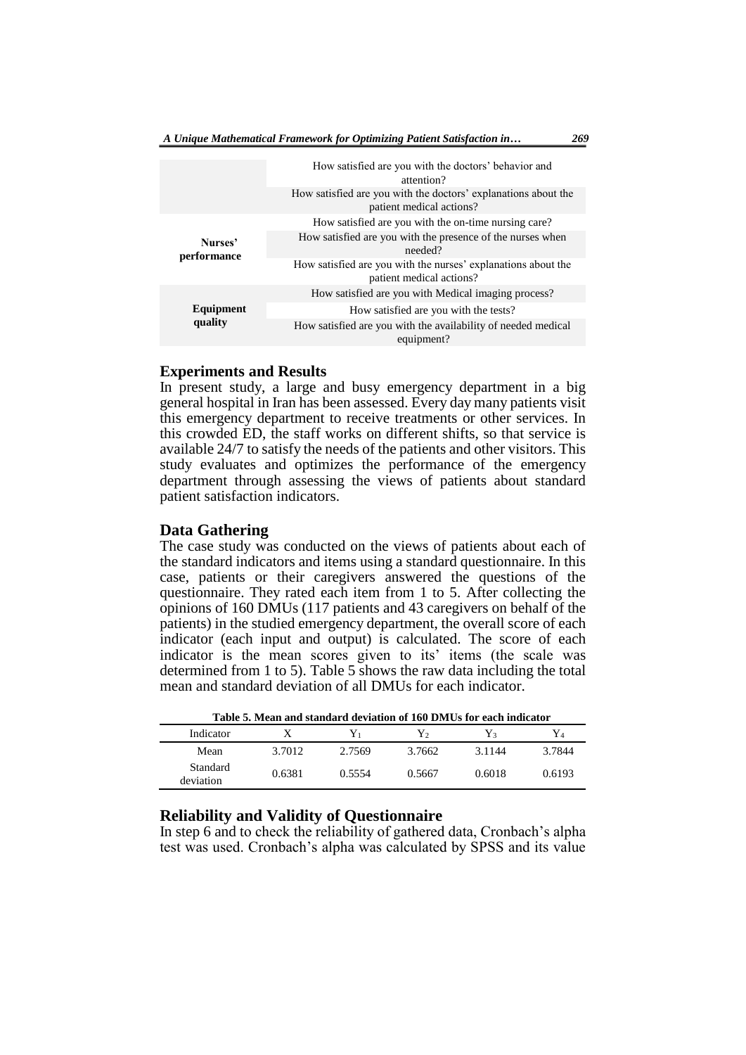| | |
|---|---|
| | How satisfied are you with the doctors' behavior and attention? |
| | How satisfied are you with the doctors' explanations about the patient medical actions? |
| **Nurses' performance** | How satisfied are you with the on-time nursing care? |
| | How satisfied are you with the presence of the nurses when needed? |
| | How satisfied are you with the nurses' explanations about the patient medical actions? |
| **Equipment quality** | How satisfied are you with Medical imaging process? |
| | How satisfied are you with the tests? |
| | How satisfied are you with the availability of needed medical equipment? |

## Experiments and Results

In present study, a large and busy emergency department in a big general hospital in Iran has been assessed. Every day many patients visit this emergency department to receive treatments or other services. In this crowded ED, the staff works on different shifts, so that service is available 24/7 to satisfy the needs of the patients and other visitors. This study evaluates and optimizes the performance of the emergency department through assessing the views of patients about standard patient satisfaction indicators.

## Data Gathering

The case study was conducted on the views of patients about each of the standard indicators and items using a standard questionnaire. In this case, patients or their caregivers answered the questions of the questionnaire. They rated each item from 1 to 5. After collecting the opinions of 160 DMUs (117 patients and 43 caregivers on behalf of the patients) in the studied emergency department, the overall score of each indicator (each input and output) is calculated. The score of each indicator is the mean scores given to its' items (the scale was determined from 1 to 5). Table 5 shows the raw data including the total mean and standard deviation of all DMUs for each indicator.

**Table 5. Mean and standard deviation of 160 DMUs for each indicator**

| Indicator | $X$ | $Y_1$ | $Y_2$ | $Y_3$ | $Y_4$ |
|---|---|---|---|---|---|
| Mean | 3.7012 | 2.7569 | 3.7662 | 3.1144 | 3.7844 |
| Standard deviation | 0.6381 | 0.5554 | 0.5667 | 0.6018 | 0.6193 |

## Reliability and Validity of Questionnaire

In step 6 and to check the reliability of gathered data, Cronbach's alpha test was used. Cronbach's alpha was calculated by SPSS and its value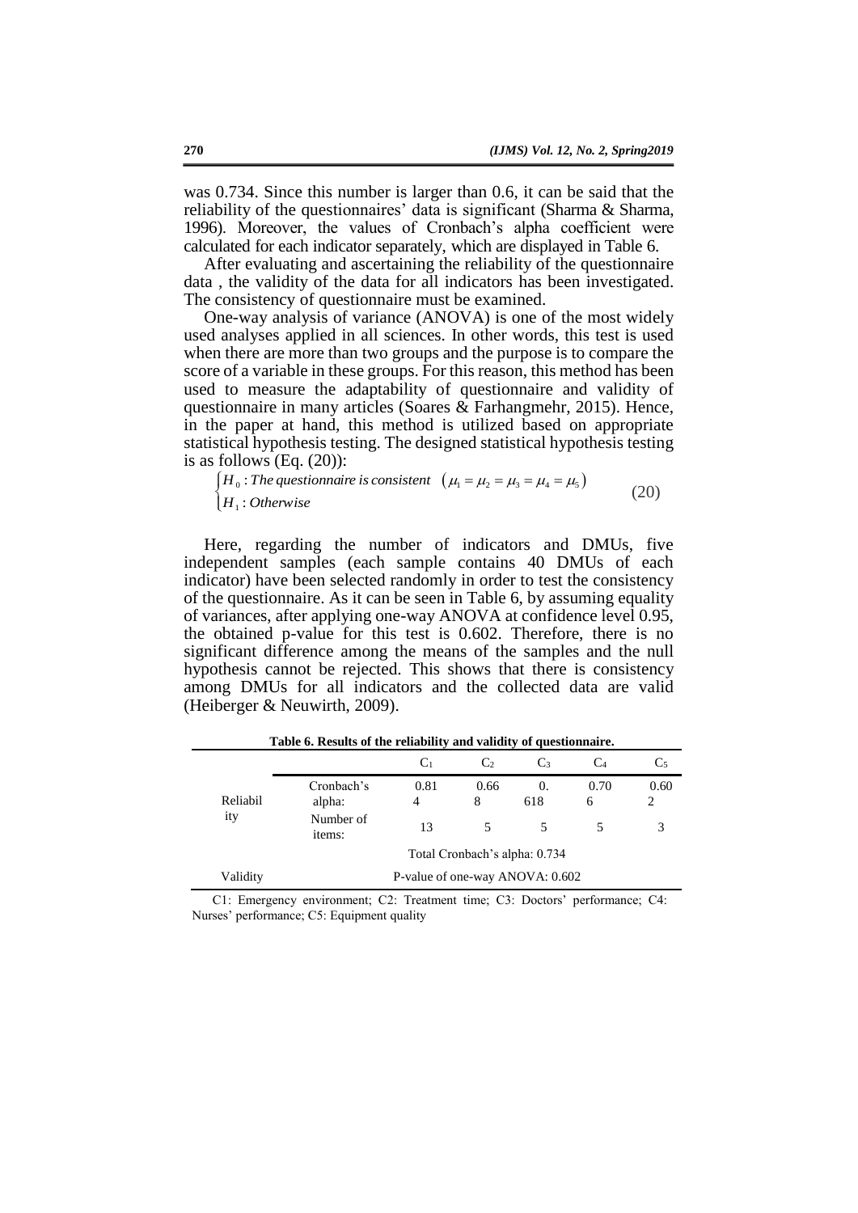was 0.734. Since this number is larger than 0.6, it can be said that the reliability of the questionnaires' data is significant (Sharma & Sharma, 1996). Moreover, the values of Cronbach's alpha coefficient were calculated for each indicator separately, which are displayed in Table 6.

After evaluating and ascertaining the reliability of the questionnaire data , the validity of the data for all indicators has been investigated. The consistency of questionnaire must be examined.

One-way analysis of variance (ANOVA) is one of the most widely used analyses applied in all sciences. In other words, this test is used when there are more than two groups and the purpose is to compare the score of a variable in these groups. For this reason, this method has been used to measure the adaptability of questionnaire and validity of questionnaire in many articles (Soares & Farhangmehr, 2015). Hence, in the paper at hand, this method is utilized based on appropriate statistical hypothesis testing. The designed statistical hypothesis testing is as follows (Eq. (20)):

$$\begin{cases} H_0 : \textit{The questionnaire is consistent} \quad \left(\mu_1 = \mu_2 = \mu_3 = \mu_4 = \mu_5\right) \\ H_1 : \textit{Otherwise} \end{cases} \tag{20}$$

Here, regarding the number of indicators and DMUs, five independent samples (each sample contains 40 DMUs of each indicator) have been selected randomly in order to test the consistency of the questionnaire. As it can be seen in Table 6, by assuming equality of variances, after applying one-way ANOVA at confidence level 0.95, the obtained p-value for this test is 0.602. Therefore, there is no significant difference among the means of the samples and the null hypothesis cannot be rejected. This shows that there is consistency among DMUs for all indicators and the collected data are valid (Heiberger & Neuwirth, 2009).

**Table 6. Results of the reliability and validity of questionnaire.**

| | | $C_1$ | $C_2$ | $C_3$ | $C_4$ | $C_5$ |
|---|---|---|---|---|---|---|
| Reliability | Cronbach's alpha: | 0.814 | 0.668 | 0.618 | 0.706 | 0.602 |
| | Number of items: | 13 | 5 | 5 | 5 | 3 |
| | Total Cronbach's alpha: 0.734 | | | | | |
| Validity | P-value of one-way ANOVA: 0.602 | | | | | |

C1: Emergency environment; C2: Treatment time; C3: Doctors' performance; C4: Nurses' performance; C5: Equipment quality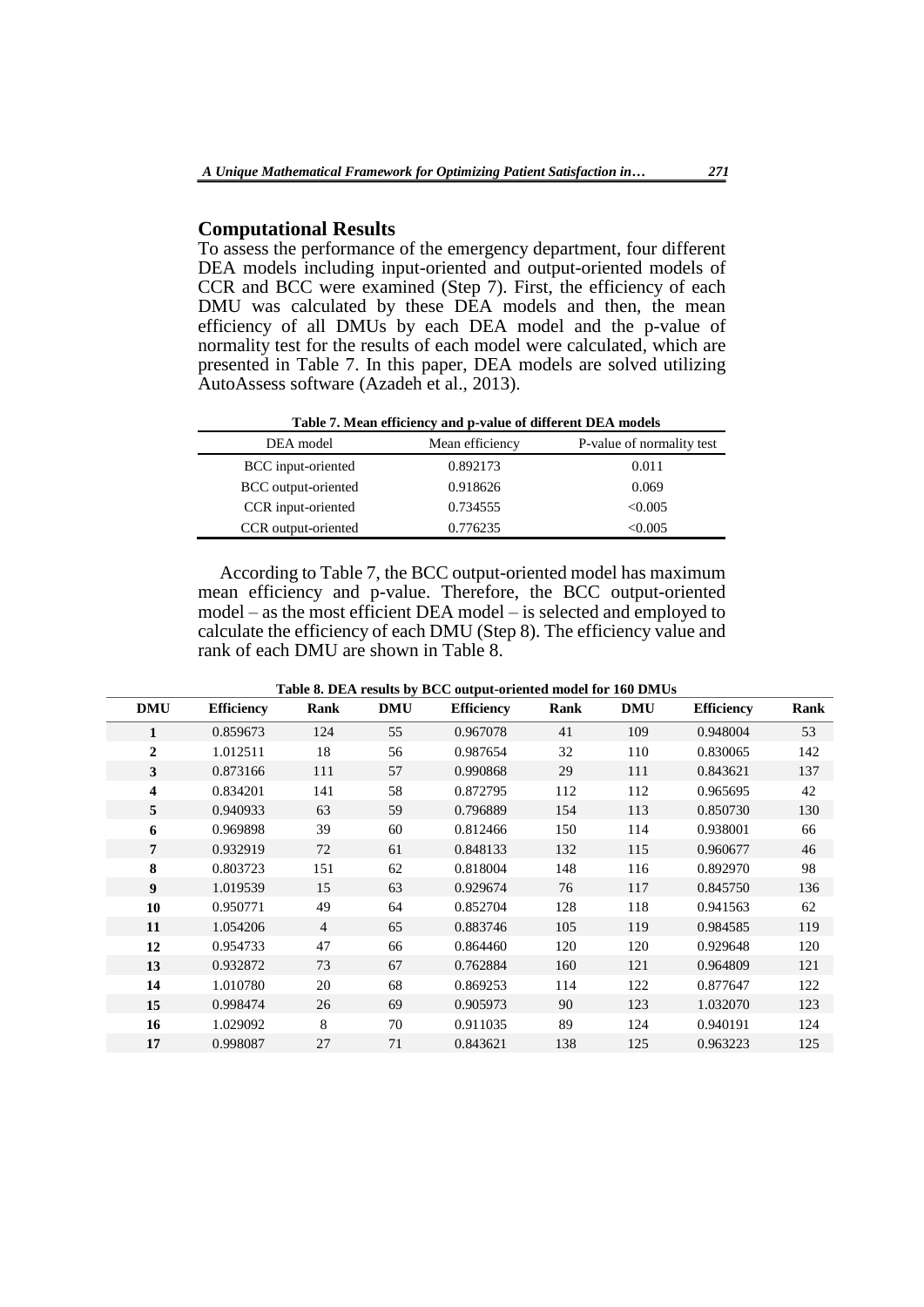## Computational Results

To assess the performance of the emergency department, four different DEA models including input-oriented and output-oriented models of CCR and BCC were examined (Step 7). First, the efficiency of each DMU was calculated by these DEA models and then, the mean efficiency of all DMUs by each DEA model and the p-value of normality test for the results of each model were calculated, which are presented in Table 7. In this paper, DEA models are solved utilizing AutoAssess software (Azadeh et al., 2013).

**Table 7. Mean efficiency and p-value of different DEA models**

| DEA model | Mean efficiency | P-value of normality test |
|---|---|---|
| BCC input-oriented | 0.892173 | 0.011 |
| BCC output-oriented | 0.918626 | 0.069 |
| CCR input-oriented | 0.734555 | <0.005 |
| CCR output-oriented | 0.776235 | <0.005 |

According to Table 7, the BCC output-oriented model has maximum mean efficiency and p-value. Therefore, the BCC output-oriented model – as the most efficient DEA model – is selected and employed to calculate the efficiency of each DMU (Step 8). The efficiency value and rank of each DMU are shown in Table 8.

**Table 8. DEA results by BCC output-oriented model for 160 DMUs**

| DMU | Efficiency | Rank | DMU | Efficiency | Rank | DMU | Efficiency | Rank |
|---|---|---|---|---|---|---|---|---|
| **1** | 0.859673 | 124 | 55 | 0.967078 | 41 | 109 | 0.948004 | 53 |
| **2** | 1.012511 | 18 | 56 | 0.987654 | 32 | 110 | 0.830065 | 142 |
| **3** | 0.873166 | 111 | 57 | 0.990868 | 29 | 111 | 0.843621 | 137 |
| **4** | 0.834201 | 141 | 58 | 0.872795 | 112 | 112 | 0.965695 | 42 |
| **5** | 0.940933 | 63 | 59 | 0.796889 | 154 | 113 | 0.850730 | 130 |
| **6** | 0.969898 | 39 | 60 | 0.812466 | 150 | 114 | 0.938001 | 66 |
| **7** | 0.932919 | 72 | 61 | 0.848133 | 132 | 115 | 0.960677 | 46 |
| **8** | 0.803723 | 151 | 62 | 0.818004 | 148 | 116 | 0.892970 | 98 |
| **9** | 1.019539 | 15 | 63 | 0.929674 | 76 | 117 | 0.845750 | 136 |
| **10** | 0.950771 | 49 | 64 | 0.852704 | 128 | 118 | 0.941563 | 62 |
| **11** | 1.054206 | 4 | 65 | 0.883746 | 105 | 119 | 0.984585 | 119 |
| **12** | 0.954733 | 47 | 66 | 0.864460 | 120 | 120 | 0.929648 | 120 |
| **13** | 0.932872 | 73 | 67 | 0.762884 | 160 | 121 | 0.964809 | 121 |
| **14** | 1.010780 | 20 | 68 | 0.869253 | 114 | 122 | 0.877647 | 122 |
| **15** | 0.998474 | 26 | 69 | 0.905973 | 90 | 123 | 1.032070 | 123 |
| **16** | 1.029092 | 8 | 70 | 0.911035 | 89 | 124 | 0.940191 | 124 |
| **17** | 0.998087 | 27 | 71 | 0.843621 | 138 | 125 | 0.963223 | 125 |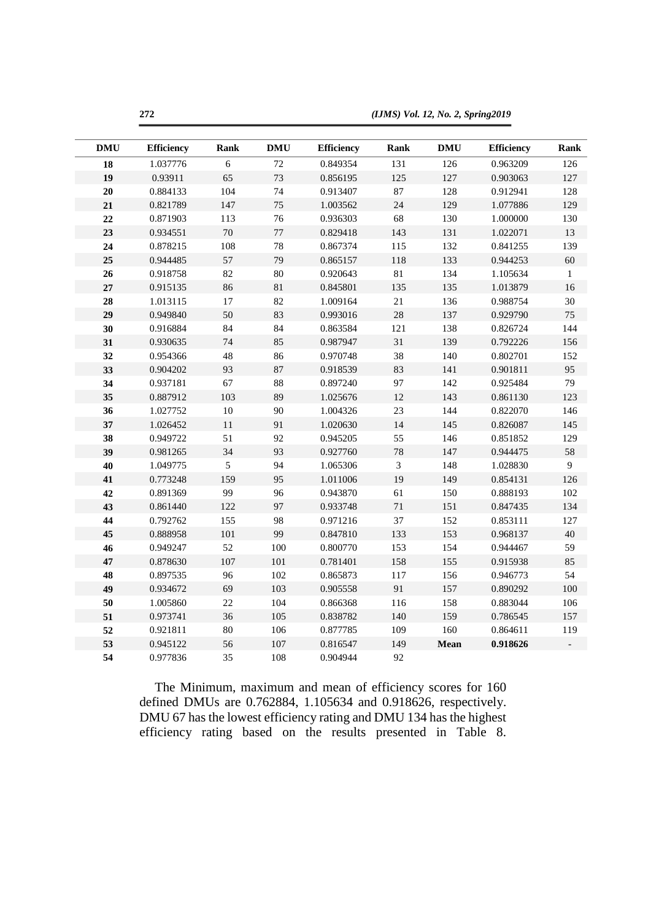| DMU | Efficiency | Rank | DMU | Efficiency | Rank | DMU | Efficiency | Rank |
|---|---|---|---|---|---|---|---|---|
| **18** | 1.037776 | 6 | 72 | 0.849354 | 131 | 126 | 0.963209 | 126 |
| **19** | 0.93911 | 65 | 73 | 0.856195 | 125 | 127 | 0.903063 | 127 |
| **20** | 0.884133 | 104 | 74 | 0.913407 | 87 | 128 | 0.912941 | 128 |
| **21** | 0.821789 | 147 | 75 | 1.003562 | 24 | 129 | 1.077886 | 129 |
| **22** | 0.871903 | 113 | 76 | 0.936303 | 68 | 130 | 1.000000 | 130 |
| **23** | 0.934551 | 70 | 77 | 0.829418 | 143 | 131 | 1.022071 | 13 |
| **24** | 0.878215 | 108 | 78 | 0.867374 | 115 | 132 | 0.841255 | 139 |
| **25** | 0.944485 | 57 | 79 | 0.865157 | 118 | 133 | 0.944253 | 60 |
| **26** | 0.918758 | 82 | 80 | 0.920643 | 81 | 134 | 1.105634 | 1 |
| **27** | 0.915135 | 86 | 81 | 0.845801 | 135 | 135 | 1.013879 | 16 |
| **28** | 1.013115 | 17 | 82 | 1.009164 | 21 | 136 | 0.988754 | 30 |
| **29** | 0.949840 | 50 | 83 | 0.993016 | 28 | 137 | 0.929790 | 75 |
| **30** | 0.916884 | 84 | 84 | 0.863584 | 121 | 138 | 0.826724 | 144 |
| **31** | 0.930635 | 74 | 85 | 0.987947 | 31 | 139 | 0.792226 | 156 |
| **32** | 0.954366 | 48 | 86 | 0.970748 | 38 | 140 | 0.802701 | 152 |
| **33** | 0.904202 | 93 | 87 | 0.918539 | 83 | 141 | 0.901811 | 95 |
| **34** | 0.937181 | 67 | 88 | 0.897240 | 97 | 142 | 0.925484 | 79 |
| **35** | 0.887912 | 103 | 89 | 1.025676 | 12 | 143 | 0.861130 | 123 |
| **36** | 1.027752 | 10 | 90 | 1.004326 | 23 | 144 | 0.822070 | 146 |
| **37** | 1.026452 | 11 | 91 | 1.020630 | 14 | 145 | 0.826087 | 145 |
| **38** | 0.949722 | 51 | 92 | 0.945205 | 55 | 146 | 0.851852 | 129 |
| **39** | 0.981265 | 34 | 93 | 0.927760 | 78 | 147 | 0.944475 | 58 |
| **40** | 1.049775 | 5 | 94 | 1.065306 | 3 | 148 | 1.028830 | 9 |
| **41** | 0.773248 | 159 | 95 | 1.011006 | 19 | 149 | 0.854131 | 126 |
| **42** | 0.891369 | 99 | 96 | 0.943870 | 61 | 150 | 0.888193 | 102 |
| **43** | 0.861440 | 122 | 97 | 0.933748 | 71 | 151 | 0.847435 | 134 |
| **44** | 0.792762 | 155 | 98 | 0.971216 | 37 | 152 | 0.853111 | 127 |
| **45** | 0.888958 | 101 | 99 | 0.847810 | 133 | 153 | 0.968137 | 40 |
| **46** | 0.949247 | 52 | 100 | 0.800770 | 153 | 154 | 0.944467 | 59 |
| **47** | 0.878630 | 107 | 101 | 0.781401 | 158 | 155 | 0.915938 | 85 |
| **48** | 0.897535 | 96 | 102 | 0.865873 | 117 | 156 | 0.946773 | 54 |
| **49** | 0.934672 | 69 | 103 | 0.905558 | 91 | 157 | 0.890292 | 100 |
| **50** | 1.005860 | 22 | 104 | 0.866368 | 116 | 158 | 0.883044 | 106 |
| **51** | 0.973741 | 36 | 105 | 0.838782 | 140 | 159 | 0.786545 | 157 |
| **52** | 0.921811 | 80 | 106 | 0.877785 | 109 | 160 | 0.864611 | 119 |
| **53** | 0.945122 | 56 | 107 | 0.816547 | 149 | **Mean** | **0.918626** | - |
| **54** | 0.977836 | 35 | 108 | 0.904944 | 92 | | | |

The Minimum, maximum and mean of efficiency scores for 160 defined DMUs are 0.762884, 1.105634 and 0.918626, respectively. DMU 67 has the lowest efficiency rating and DMU 134 has the highest efficiency rating based on the results presented in Table 8.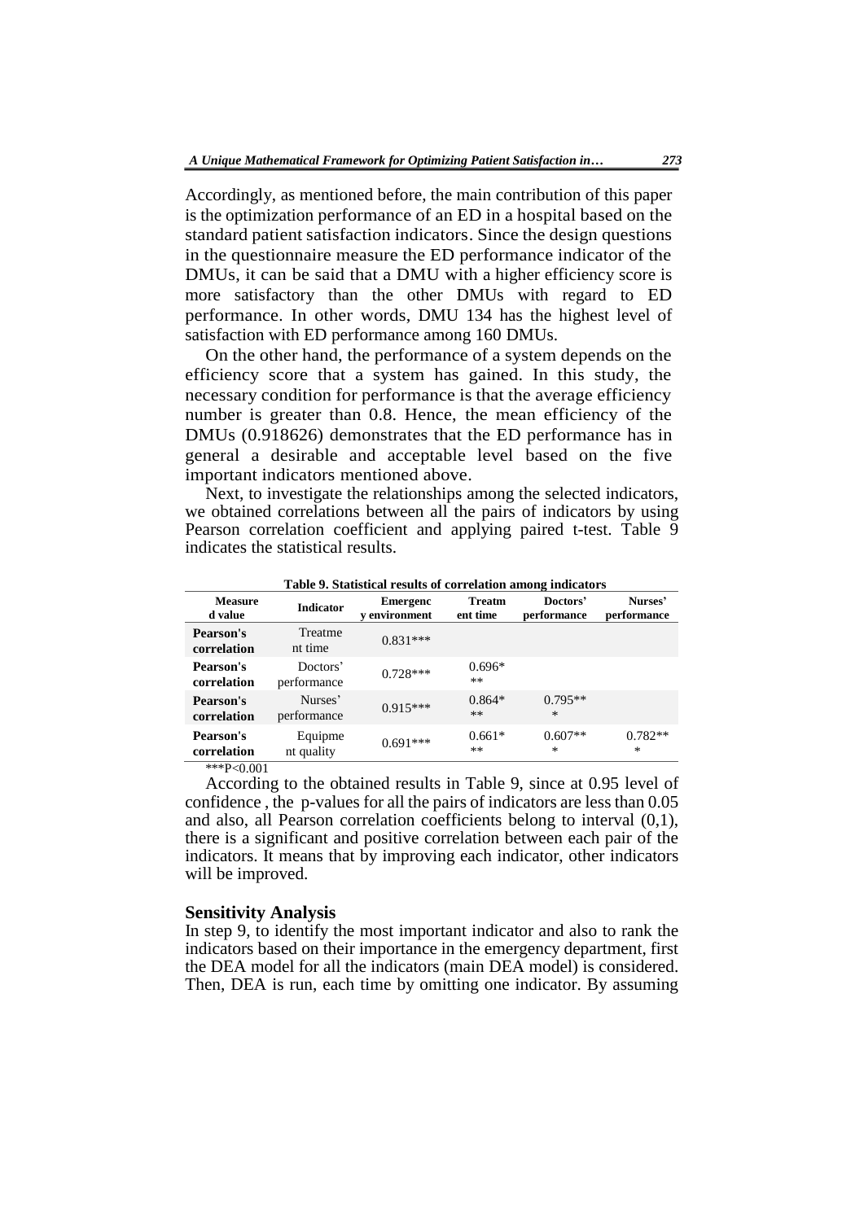Accordingly, as mentioned before, the main contribution of this paper is the optimization performance of an ED in a hospital based on the standard patient satisfaction indicators. Since the design questions in the questionnaire measure the ED performance indicator of the DMUs, it can be said that a DMU with a higher efficiency score is more satisfactory than the other DMUs with regard to ED performance. In other words, DMU 134 has the highest level of satisfaction with ED performance among 160 DMUs.

On the other hand, the performance of a system depends on the efficiency score that a system has gained. In this study, the necessary condition for performance is that the average efficiency number is greater than 0.8. Hence, the mean efficiency of the DMUs (0.918626) demonstrates that the ED performance has in general a desirable and acceptable level based on the five important indicators mentioned above.

Next, to investigate the relationships among the selected indicators, we obtained correlations between all the pairs of indicators by using Pearson correlation coefficient and applying paired t-test. Table 9 indicates the statistical results.

**Table 9. Statistical results of correlation among indicators**

| Measured value | Indicator | Emergency environment | Treatment time | Doctors' performance | Nurses' performance |
|---|---|---|---|---|---|
| **Pearson's correlation** | Treatment time | 0.831*** | | | |
| **Pearson's correlation** | Doctors' performance | 0.728*** | 0.696*** | | |
| **Pearson's correlation** | Nurses' performance | 0.915*** | 0.864*** | 0.795*** | |
| **Pearson's correlation** | Equipment quality | 0.691*** | 0.661*** | 0.607*** | 0.782*** |

***P<0.001

According to the obtained results in Table 9, since at 0.95 level of confidence , the p-values for all the pairs of indicators are less than 0.05 and also, all Pearson correlation coefficients belong to interval (0,1), there is a significant and positive correlation between each pair of the indicators. It means that by improving each indicator, other indicators will be improved.

### Sensitivity Analysis

In step 9, to identify the most important indicator and also to rank the indicators based on their importance in the emergency department, first the DEA model for all the indicators (main DEA model) is considered. Then, DEA is run, each time by omitting one indicator. By assuming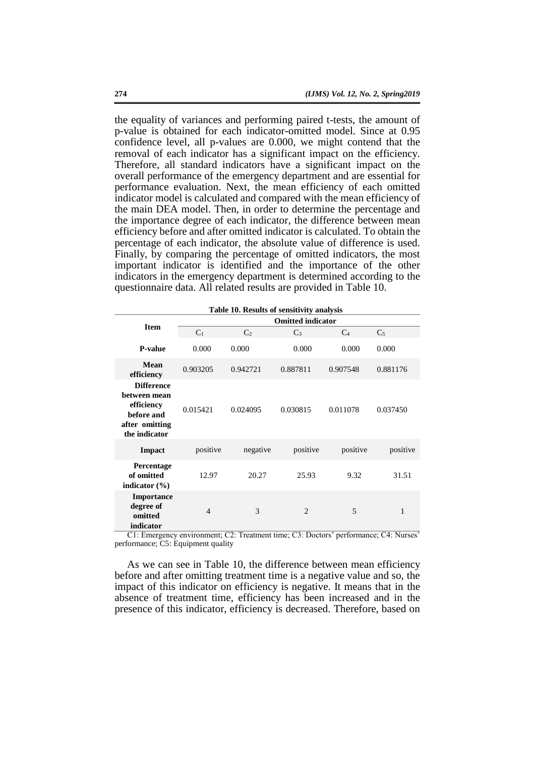the equality of variances and performing paired t-tests, the amount of p-value is obtained for each indicator-omitted model. Since at 0.95 confidence level, all p-values are 0.000, we might contend that the removal of each indicator has a significant impact on the efficiency. Therefore, all standard indicators have a significant impact on the overall performance of the emergency department and are essential for performance evaluation. Next, the mean efficiency of each omitted indicator model is calculated and compared with the mean efficiency of the main DEA model. Then, in order to determine the percentage and the importance degree of each indicator, the difference between mean efficiency before and after omitted indicator is calculated. To obtain the percentage of each indicator, the absolute value of difference is used. Finally, by comparing the percentage of omitted indicators, the most important indicator is identified and the importance of the other indicators in the emergency department is determined according to the questionnaire data. All related results are provided in Table 10.

**Table 10. Results of sensitivity analysis**

| Item | Omitted indicator | | | | |
|---|---|---|---|---|---|
| | $C_1$ | $C_2$ | $C_3$ | $C_4$ | $C_5$ |
| **P-value** | 0.000 | 0.000 | 0.000 | 0.000 | 0.000 |
| **Mean efficiency** | 0.903205 | 0.942721 | 0.887811 | 0.907548 | 0.881176 |
| **Difference between mean efficiency before and after omitting the indicator** | 0.015421 | 0.024095 | 0.030815 | 0.011078 | 0.037450 |
| **Impact** | positive | negative | positive | positive | positive |
| **Percentage of omitted indicator (%)** | 12.97 | 20.27 | 25.93 | 9.32 | 31.51 |
| **Importance degree of omitted indicator** | 4 | 3 | 2 | 5 | 1 |

C1: Emergency environment; C2: Treatment time; C3: Doctors' performance; C4: Nurses' performance; C5: Equipment quality

As we can see in Table 10, the difference between mean efficiency before and after omitting treatment time is a negative value and so, the impact of this indicator on efficiency is negative. It means that in the absence of treatment time, efficiency has been increased and in the presence of this indicator, efficiency is decreased. Therefore, based on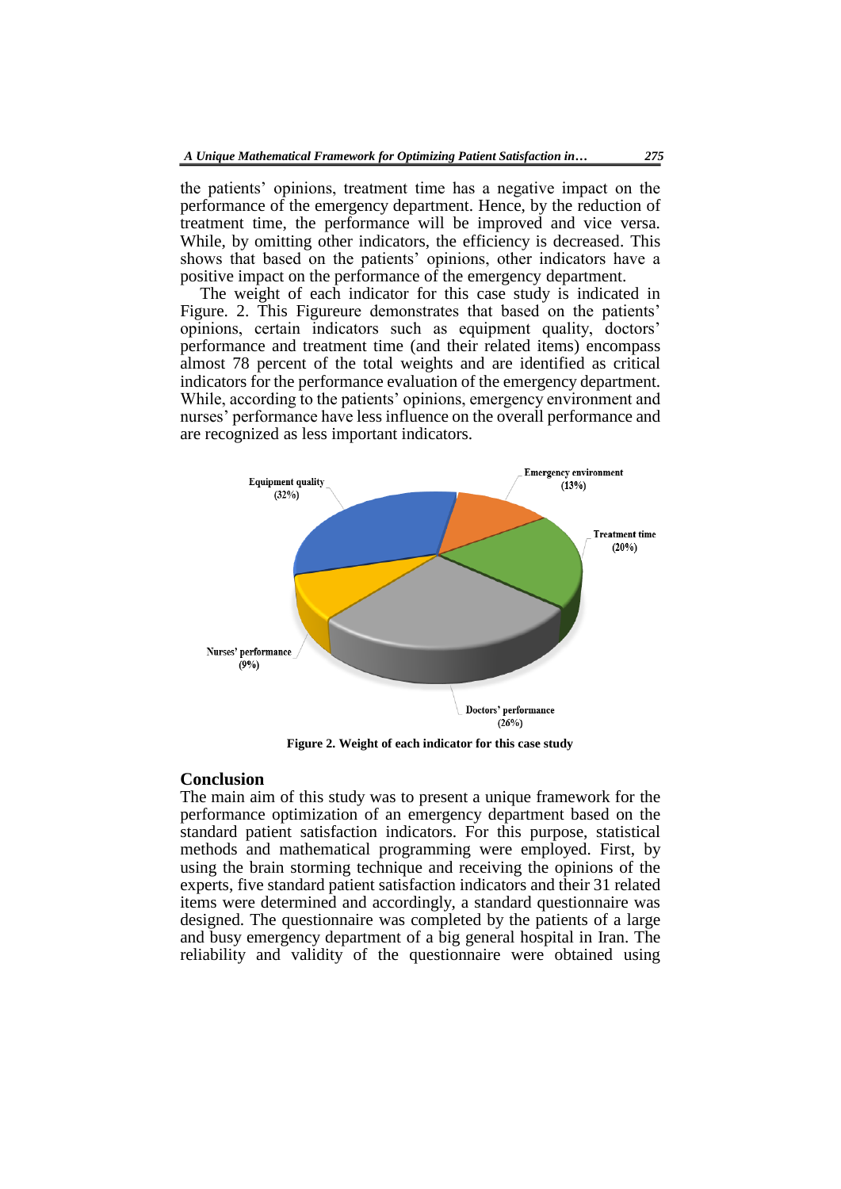the patients' opinions, treatment time has a negative impact on the performance of the emergency department. Hence, by the reduction of treatment time, the performance will be improved and vice versa. While, by omitting other indicators, the efficiency is decreased. This shows that based on the patients' opinions, other indicators have a positive impact on the performance of the emergency department.

The weight of each indicator for this case study is indicated in Figure. 2. This Figureure demonstrates that based on the patients' opinions, certain indicators such as equipment quality, doctors' performance and treatment time (and their related items) encompass almost 78 percent of the total weights and are identified as critical indicators for the performance evaluation of the emergency department. While, according to the patients' opinions, emergency environment and nurses' performance have less influence on the overall performance and are recognized as less important indicators.

**Figure 2. Weight of each indicator for this case study**

## Conclusion

The main aim of this study was to present a unique framework for the performance optimization of an emergency department based on the standard patient satisfaction indicators. For this purpose, statistical methods and mathematical programming were employed. First, by using the brain storming technique and receiving the opinions of the experts, five standard patient satisfaction indicators and their 31 related items were determined and accordingly, a standard questionnaire was designed. The questionnaire was completed by the patients of a large and busy emergency department of a big general hospital in Iran. The reliability and validity of the questionnaire were obtained using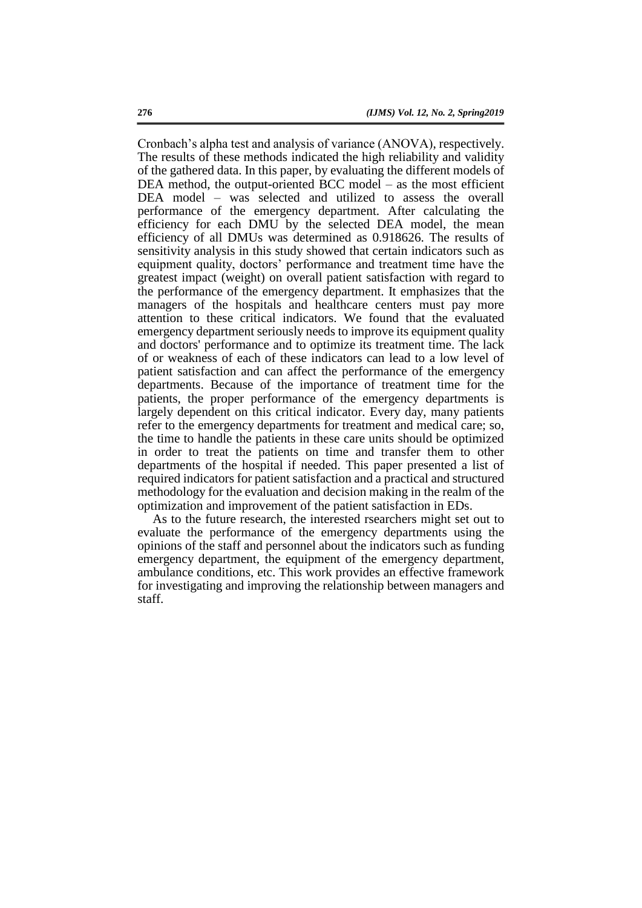Cronbach's alpha test and analysis of variance (ANOVA), respectively. The results of these methods indicated the high reliability and validity of the gathered data. In this paper, by evaluating the different models of DEA method, the output-oriented BCC model – as the most efficient DEA model – was selected and utilized to assess the overall performance of the emergency department. After calculating the efficiency for each DMU by the selected DEA model, the mean efficiency of all DMUs was determined as 0.918626. The results of sensitivity analysis in this study showed that certain indicators such as equipment quality, doctors' performance and treatment time have the greatest impact (weight) on overall patient satisfaction with regard to the performance of the emergency department. It emphasizes that the managers of the hospitals and healthcare centers must pay more attention to these critical indicators. We found that the evaluated emergency department seriously needs to improve its equipment quality and doctors' performance and to optimize its treatment time. The lack of or weakness of each of these indicators can lead to a low level of patient satisfaction and can affect the performance of the emergency departments. Because of the importance of treatment time for the patients, the proper performance of the emergency departments is largely dependent on this critical indicator. Every day, many patients refer to the emergency departments for treatment and medical care; so, the time to handle the patients in these care units should be optimized in order to treat the patients on time and transfer them to other departments of the hospital if needed. This paper presented a list of required indicators for patient satisfaction and a practical and structured methodology for the evaluation and decision making in the realm of the optimization and improvement of the patient satisfaction in EDs.

As to the future research, the interested rsearchers might set out to evaluate the performance of the emergency departments using the opinions of the staff and personnel about the indicators such as funding emergency department, the equipment of the emergency department, ambulance conditions, etc. This work provides an effective framework for investigating and improving the relationship between managers and staff.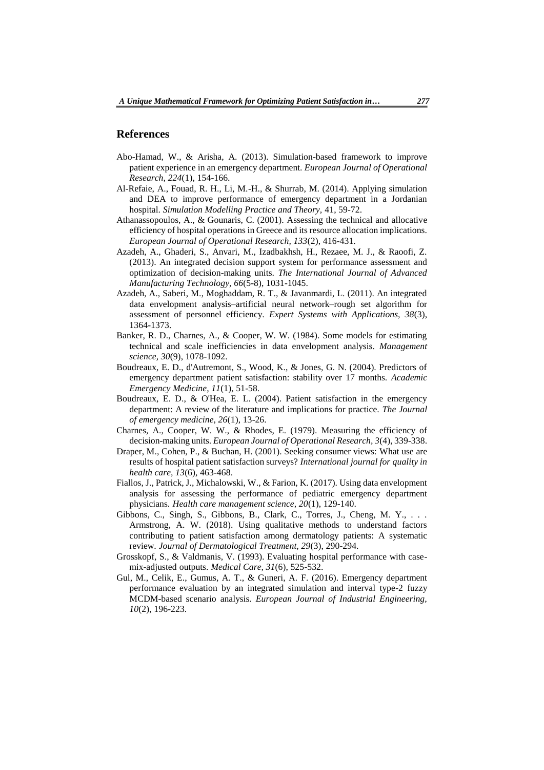## References

Abo-Hamad, W., & Arisha, A. (2013). Simulation-based framework to improve patient experience in an emergency department. *European Journal of Operational Research, 224*(1), 154-166.

Al-Refaie, A., Fouad, R. H., Li, M.-H., & Shurrab, M. (2014). Applying simulation and DEA to improve performance of emergency department in a Jordanian hospital. *Simulation Modelling Practice and Theory,* 41, 59-72.

Athanassopoulos, A., & Gounaris, C. (2001). Assessing the technical and allocative efficiency of hospital operations in Greece and its resource allocation implications. *European Journal of Operational Research, 133*(2), 416-431.

Azadeh, A., Ghaderi, S., Anvari, M., Izadbakhsh, H., Rezaee, M. J., & Raoofi, Z. (2013). An integrated decision support system for performance assessment and optimization of decision-making units. *The International Journal of Advanced Manufacturing Technology, 66*(5-8), 1031-1045.

Azadeh, A., Saberi, M., Moghaddam, R. T., & Javanmardi, L. (2011). An integrated data envelopment analysis–artificial neural network–rough set algorithm for assessment of personnel efficiency. *Expert Systems with Applications, 38*(3), 1364-1373.

Banker, R. D., Charnes, A., & Cooper, W. W. (1984). Some models for estimating technical and scale inefficiencies in data envelopment analysis. *Management science, 30*(9), 1078-1092.

Boudreaux, E. D., d'Autremont, S., Wood, K., & Jones, G. N. (2004). Predictors of emergency department patient satisfaction: stability over 17 months. *Academic Emergency Medicine, 11*(1), 51-58.

Boudreaux, E. D., & O'Hea, E. L. (2004). Patient satisfaction in the emergency department: A review of the literature and implications for practice. *The Journal of emergency medicine, 26*(1), 13-26.

Charnes, A., Cooper, W. W., & Rhodes, E. (1979). Measuring the efficiency of decision-making units. *European Journal of Operational Research, 3*(4), 339-338.

Draper, M., Cohen, P., & Buchan, H. (2001). Seeking consumer views: What use are results of hospital patient satisfaction surveys? *International journal for quality in health care, 13*(6), 463-468.

Fiallos, J., Patrick, J., Michalowski, W., & Farion, K. (2017). Using data envelopment analysis for assessing the performance of pediatric emergency department physicians. *Health care management science, 20*(1), 129-140.

Gibbons, C., Singh, S., Gibbons, B., Clark, C., Torres, J., Cheng, M. Y., . . . Armstrong, A. W. (2018). Using qualitative methods to understand factors contributing to patient satisfaction among dermatology patients: A systematic review. *Journal of Dermatological Treatment, 29*(3), 290-294.

Grosskopf, S., & Valdmanis, V. (1993). Evaluating hospital performance with case-mix-adjusted outputs. *Medical Care, 31*(6), 525-532.

Gul, M., Celik, E., Gumus, A. T., & Guneri, A. F. (2016). Emergency department performance evaluation by an integrated simulation and interval type-2 fuzzy MCDM-based scenario analysis. *European Journal of Industrial Engineering, 10*(2), 196-223.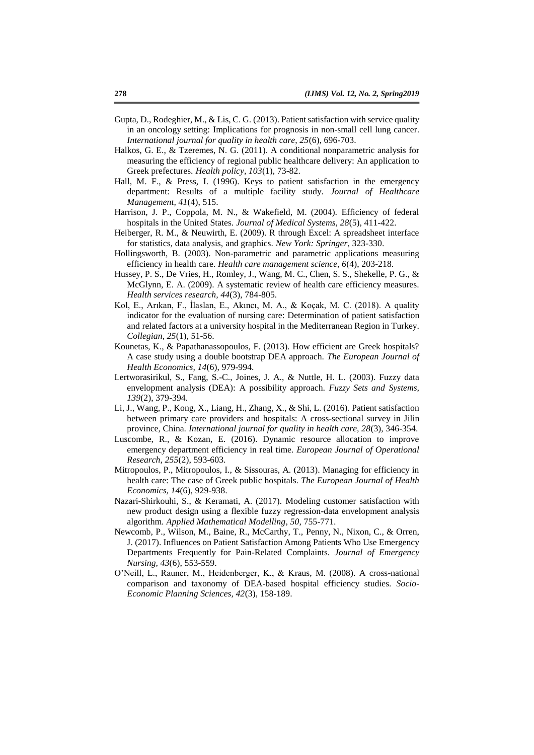Gupta, D., Rodeghier, M., & Lis, C. G. (2013). Patient satisfaction with service quality in an oncology setting: Implications for prognosis in non-small cell lung cancer. *International journal for quality in health care, 25*(6), 696-703.

Halkos, G. E., & Tzeremes, N. G. (2011). A conditional nonparametric analysis for measuring the efficiency of regional public healthcare delivery: An application to Greek prefectures. *Health policy, 103*(1), 73-82.

Hall, M. F., & Press, I. (1996). Keys to patient satisfaction in the emergency department: Results of a multiple facility study. *Journal of Healthcare Management, 41*(4), 515.

Harrison, J. P., Coppola, M. N., & Wakefield, M. (2004). Efficiency of federal hospitals in the United States. *Journal of Medical Systems, 28*(5), 411-422.

Heiberger, R. M., & Neuwirth, E. (2009). R through Excel: A spreadsheet interface for statistics, data analysis, and graphics. *New York: Springer*, 323-330.

Hollingsworth, B. (2003). Non-parametric and parametric applications measuring efficiency in health care. *Health care management science, 6*(4), 203-218.

Hussey, P. S., De Vries, H., Romley, J., Wang, M. C., Chen, S. S., Shekelle, P. G., & McGlynn, E. A. (2009). A systematic review of health care efficiency measures. *Health services research, 44*(3), 784-805.

Kol, E., Arıkan, F., İlaslan, E., Akıncı, M. A., & Koçak, M. C. (2018). A quality indicator for the evaluation of nursing care: Determination of patient satisfaction and related factors at a university hospital in the Mediterranean Region in Turkey. *Collegian, 25*(1), 51-56.

Kounetas, K., & Papathanassopoulos, F. (2013). How efficient are Greek hospitals? A case study using a double bootstrap DEA approach. *The European Journal of Health Economics, 14*(6), 979-994.

Lertworasirikul, S., Fang, S.-C., Joines, J. A., & Nuttle, H. L. (2003). Fuzzy data envelopment analysis (DEA): A possibility approach. *Fuzzy Sets and Systems, 139*(2), 379-394.

Li, J., Wang, P., Kong, X., Liang, H., Zhang, X., & Shi, L. (2016). Patient satisfaction between primary care providers and hospitals: A cross-sectional survey in Jilin province, China. *International journal for quality in health care, 28*(3), 346-354.

Luscombe, R., & Kozan, E. (2016). Dynamic resource allocation to improve emergency department efficiency in real time. *European Journal of Operational Research, 255*(2), 593-603.

Mitropoulos, P., Mitropoulos, I., & Sissouras, A. (2013). Managing for efficiency in health care: The case of Greek public hospitals. *The European Journal of Health Economics, 14*(6), 929-938.

Nazari-Shirkouhi, S., & Keramati, A. (2017). Modeling customer satisfaction with new product design using a flexible fuzzy regression-data envelopment analysis algorithm. *Applied Mathematical Modelling, 50*, 755-771.

Newcomb, P., Wilson, M., Baine, R., McCarthy, T., Penny, N., Nixon, C., & Orren, J. (2017). Influences on Patient Satisfaction Among Patients Who Use Emergency Departments Frequently for Pain-Related Complaints. *Journal of Emergency Nursing, 43*(6), 553-559.

O'Neill, L., Rauner, M., Heidenberger, K., & Kraus, M. (2008). A cross-national comparison and taxonomy of DEA-based hospital efficiency studies. *Socio-Economic Planning Sciences, 42*(3), 158-189.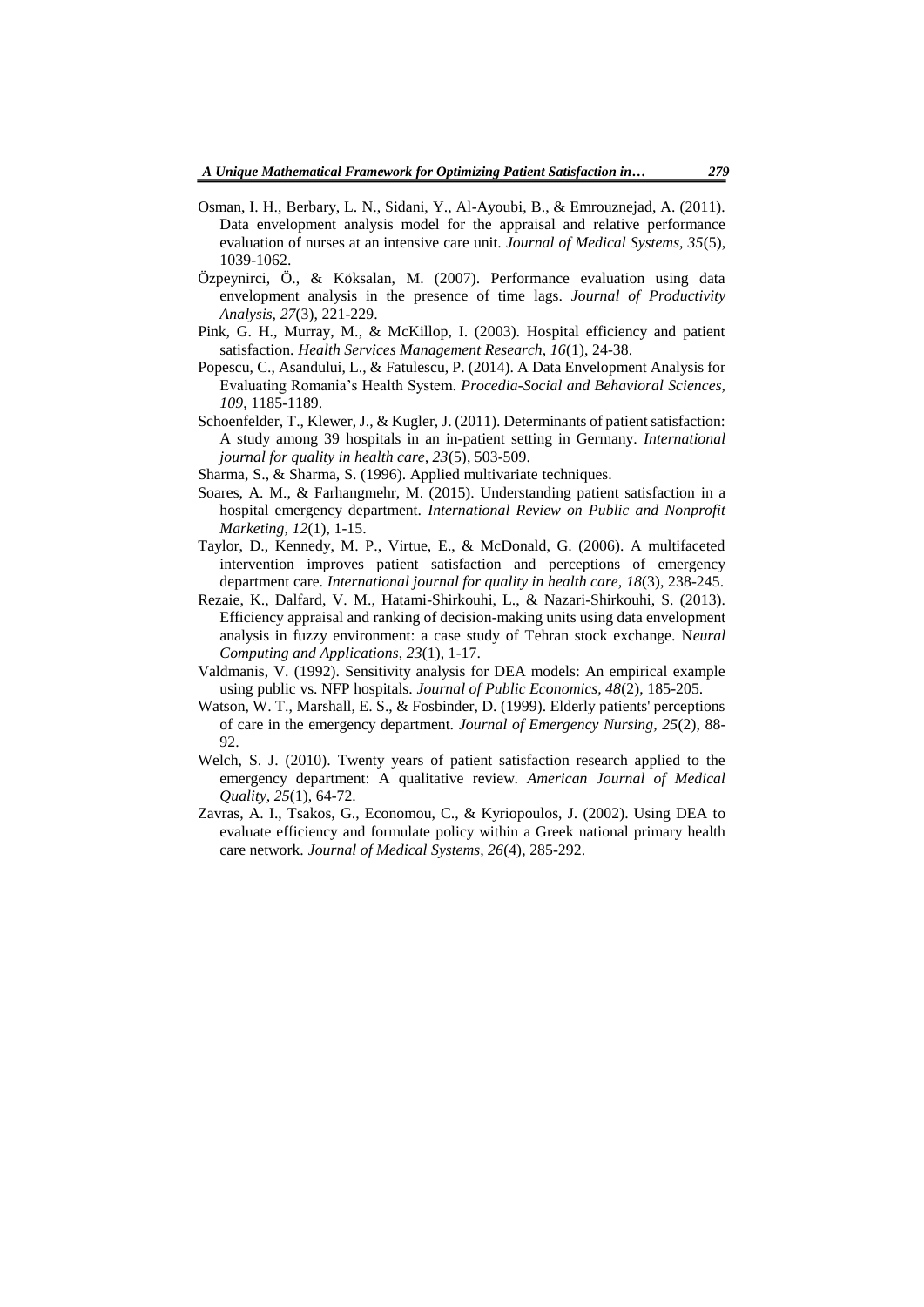Osman, I. H., Berbary, L. N., Sidani, Y., Al-Ayoubi, B., & Emrouznejad, A. (2011). Data envelopment analysis model for the appraisal and relative performance evaluation of nurses at an intensive care unit. *Journal of Medical Systems, 35*(5), 1039-1062.

Özpeynirci, Ö., & Köksalan, M. (2007). Performance evaluation using data envelopment analysis in the presence of time lags. *Journal of Productivity Analysis, 27*(3), 221-229.

Pink, G. H., Murray, M., & McKillop, I. (2003). Hospital efficiency and patient satisfaction. *Health Services Management Research, 16*(1), 24-38.

Popescu, C., Asandului, L., & Fatulescu, P. (2014). A Data Envelopment Analysis for Evaluating Romania's Health System. *Procedia-Social and Behavioral Sciences, 109*, 1185-1189.

Schoenfelder, T., Klewer, J., & Kugler, J. (2011). Determinants of patient satisfaction: A study among 39 hospitals in an in-patient setting in Germany. *International journal for quality in health care, 23*(5), 503-509.

Sharma, S., & Sharma, S. (1996). Applied multivariate techniques.

Soares, A. M., & Farhangmehr, M. (2015). Understanding patient satisfaction in a hospital emergency department. *International Review on Public and Nonprofit Marketing, 12*(1), 1-15.

Taylor, D., Kennedy, M. P., Virtue, E., & McDonald, G. (2006). A multifaceted intervention improves patient satisfaction and perceptions of emergency department care. *International journal for quality in health care, 18*(3), 238-245.

Rezaie, K., Dalfard, V. M., Hatami-Shirkouhi, L., & Nazari-Shirkouhi, S. (2013). Efficiency appraisal and ranking of decision-making units using data envelopment analysis in fuzzy environment: a case study of Tehran stock exchange. N*eural Computing and Applications, 23*(1), 1-17.

Valdmanis, V. (1992). Sensitivity analysis for DEA models: An empirical example using public vs. NFP hospitals. *Journal of Public Economics, 48*(2), 185-205.

Watson, W. T., Marshall, E. S., & Fosbinder, D. (1999). Elderly patients' perceptions of care in the emergency department. *Journal of Emergency Nursing, 25*(2), 88-92.

Welch, S. J. (2010). Twenty years of patient satisfaction research applied to the emergency department: A qualitative review. *American Journal of Medical Quality, 25*(1), 64-72.

Zavras, A. I., Tsakos, G., Economou, C., & Kyriopoulos, J. (2002). Using DEA to evaluate efficiency and formulate policy within a Greek national primary health care network. *Journal of Medical Systems, 26*(4), 285-292.